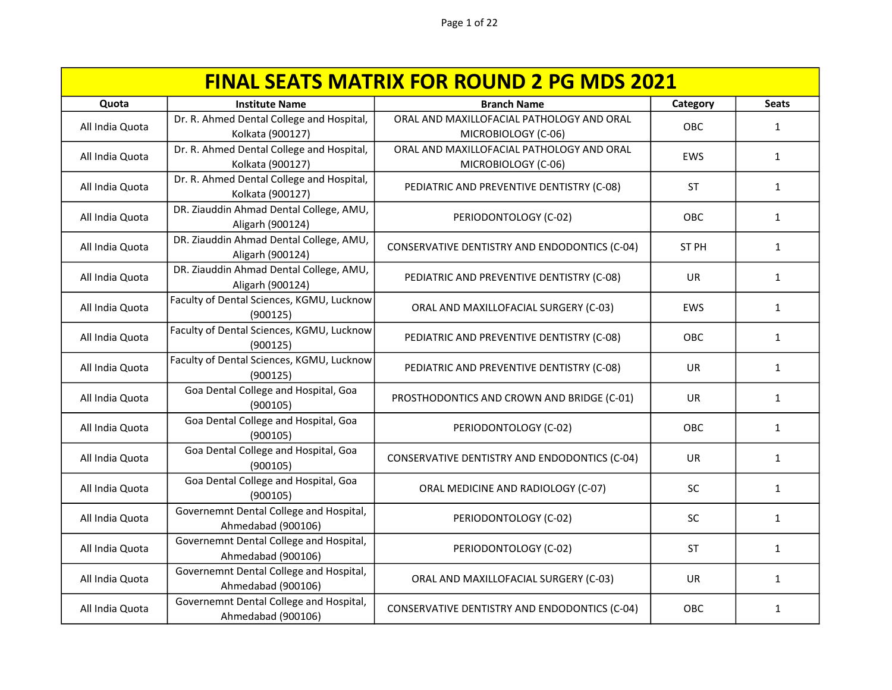# FINAL SEATS MATRIX FOR ROUND 2 PG MDS 2021

| Quota | Institute Name | Branch Name | Category | Seats |
|---|---|---|---|---|
| All India Quota | Dr. R. Ahmed Dental College and Hospital, Kolkata (900127) | ORAL AND MAXILLOFACIAL PATHOLOGY AND ORAL MICROBIOLOGY (C-06) | OBC | 1 |
| All India Quota | Dr. R. Ahmed Dental College and Hospital, Kolkata (900127) | ORAL AND MAXILLOFACIAL PATHOLOGY AND ORAL MICROBIOLOGY (C-06) | EWS | 1 |
| All India Quota | Dr. R. Ahmed Dental College and Hospital, Kolkata (900127) | PEDIATRIC AND PREVENTIVE DENTISTRY (C-08) | ST | 1 |
| All India Quota | DR. Ziauddin Ahmad Dental College, AMU, Aligarh (900124) | PERIODONTOLOGY (C-02) | OBC | 1 |
| All India Quota | DR. Ziauddin Ahmad Dental College, AMU, Aligarh (900124) | CONSERVATIVE DENTISTRY AND ENDODONTICS (C-04) | ST PH | 1 |
| All India Quota | DR. Ziauddin Ahmad Dental College, AMU, Aligarh (900124) | PEDIATRIC AND PREVENTIVE DENTISTRY (C-08) | UR | 1 |
| All India Quota | Faculty of Dental Sciences, KGMU, Lucknow (900125) | ORAL AND MAXILLOFACIAL SURGERY (C-03) | EWS | 1 |
| All India Quota | Faculty of Dental Sciences, KGMU, Lucknow (900125) | PEDIATRIC AND PREVENTIVE DENTISTRY (C-08) | OBC | 1 |
| All India Quota | Faculty of Dental Sciences, KGMU, Lucknow (900125) | PEDIATRIC AND PREVENTIVE DENTISTRY (C-08) | UR | 1 |
| All India Quota | Goa Dental College and Hospital, Goa (900105) | PROSTHODONTICS AND CROWN AND BRIDGE (C-01) | UR | 1 |
| All India Quota | Goa Dental College and Hospital, Goa (900105) | PERIODONTOLOGY (C-02) | OBC | 1 |
| All India Quota | Goa Dental College and Hospital, Goa (900105) | CONSERVATIVE DENTISTRY AND ENDODONTICS (C-04) | UR | 1 |
| All India Quota | Goa Dental College and Hospital, Goa (900105) | ORAL MEDICINE AND RADIOLOGY (C-07) | SC | 1 |
| All India Quota | Governemnt Dental College and Hospital, Ahmedabad (900106) | PERIODONTOLOGY (C-02) | SC | 1 |
| All India Quota | Governemnt Dental College and Hospital, Ahmedabad (900106) | PERIODONTOLOGY (C-02) | ST | 1 |
| All India Quota | Governemnt Dental College and Hospital, Ahmedabad (900106) | ORAL AND MAXILLOFACIAL SURGERY (C-03) | UR | 1 |
| All India Quota | Governemnt Dental College and Hospital, Ahmedabad (900106) | CONSERVATIVE DENTISTRY AND ENDODONTICS (C-04) | OBC | 1 |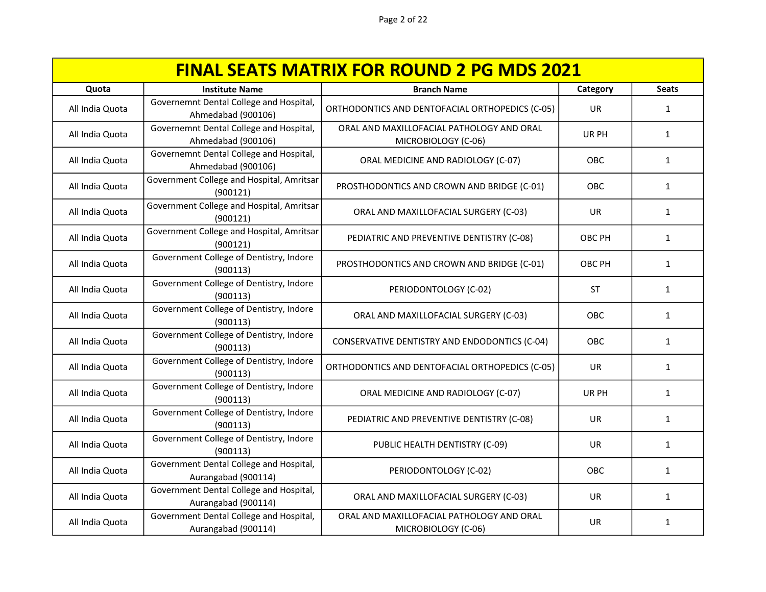| FINAL SEATS MATRIX FOR ROUND 2 PG MDS 2021 | | | | |
|---|---|---|---|---|
| **Quota** | **Institute Name** | **Branch Name** | **Category** | **Seats** |
| All India Quota | Governemnt Dental College and Hospital, Ahmedabad (900106) | ORTHODONTICS AND DENTOFACIAL ORTHOPEDICS (C-05) | UR | 1 |
| All India Quota | Governemnt Dental College and Hospital, Ahmedabad (900106) | ORAL AND MAXILLOFACIAL PATHOLOGY AND ORAL MICROBIOLOGY (C-06) | UR PH | 1 |
| All India Quota | Governemnt Dental College and Hospital, Ahmedabad (900106) | ORAL MEDICINE AND RADIOLOGY (C-07) | OBC | 1 |
| All India Quota | Government College and Hospital, Amritsar (900121) | PROSTHODONTICS AND CROWN AND BRIDGE (C-01) | OBC | 1 |
| All India Quota | Government College and Hospital, Amritsar (900121) | ORAL AND MAXILLOFACIAL SURGERY (C-03) | UR | 1 |
| All India Quota | Government College and Hospital, Amritsar (900121) | PEDIATRIC AND PREVENTIVE DENTISTRY (C-08) | OBC PH | 1 |
| All India Quota | Government College of Dentistry, Indore (900113) | PROSTHODONTICS AND CROWN AND BRIDGE (C-01) | OBC PH | 1 |
| All India Quota | Government College of Dentistry, Indore (900113) | PERIODONTOLOGY (C-02) | ST | 1 |
| All India Quota | Government College of Dentistry, Indore (900113) | ORAL AND MAXILLOFACIAL SURGERY (C-03) | OBC | 1 |
| All India Quota | Government College of Dentistry, Indore (900113) | CONSERVATIVE DENTISTRY AND ENDODONTICS (C-04) | OBC | 1 |
| All India Quota | Government College of Dentistry, Indore (900113) | ORTHODONTICS AND DENTOFACIAL ORTHOPEDICS (C-05) | UR | 1 |
| All India Quota | Government College of Dentistry, Indore (900113) | ORAL MEDICINE AND RADIOLOGY (C-07) | UR PH | 1 |
| All India Quota | Government College of Dentistry, Indore (900113) | PEDIATRIC AND PREVENTIVE DENTISTRY (C-08) | UR | 1 |
| All India Quota | Government College of Dentistry, Indore (900113) | PUBLIC HEALTH DENTISTRY (C-09) | UR | 1 |
| All India Quota | Government Dental College and Hospital, Aurangabad (900114) | PERIODONTOLOGY (C-02) | OBC | 1 |
| All India Quota | Government Dental College and Hospital, Aurangabad (900114) | ORAL AND MAXILLOFACIAL SURGERY (C-03) | UR | 1 |
| All India Quota | Government Dental College and Hospital, Aurangabad (900114) | ORAL AND MAXILLOFACIAL PATHOLOGY AND ORAL MICROBIOLOGY (C-06) | UR | 1 |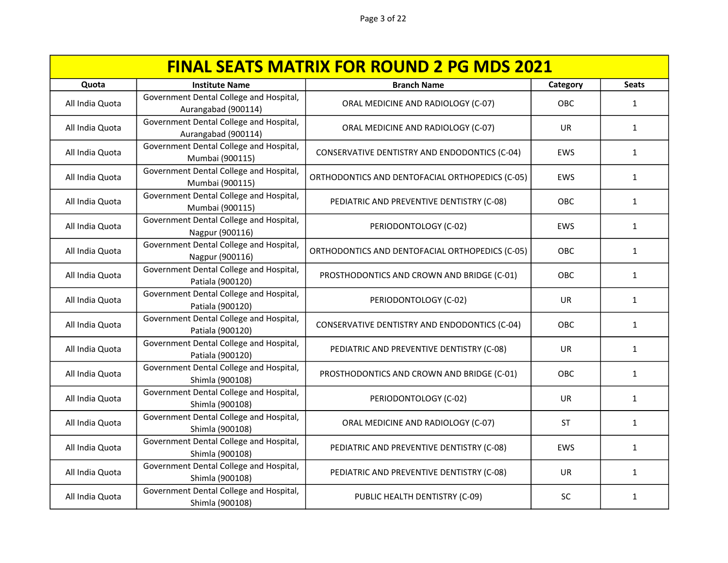| FINAL SEATS MATRIX FOR ROUND 2 PG MDS 2021 | | | | |
|---|---|---|---|---|
| **Quota** | **Institute Name** | **Branch Name** | **Category** | **Seats** |
| All India Quota | Government Dental College and Hospital, Aurangabad (900114) | ORAL MEDICINE AND RADIOLOGY (C-07) | OBC | 1 |
| All India Quota | Government Dental College and Hospital, Aurangabad (900114) | ORAL MEDICINE AND RADIOLOGY (C-07) | UR | 1 |
| All India Quota | Government Dental College and Hospital, Mumbai (900115) | CONSERVATIVE DENTISTRY AND ENDODONTICS (C-04) | EWS | 1 |
| All India Quota | Government Dental College and Hospital, Mumbai (900115) | ORTHODONTICS AND DENTOFACIAL ORTHOPEDICS (C-05) | EWS | 1 |
| All India Quota | Government Dental College and Hospital, Mumbai (900115) | PEDIATRIC AND PREVENTIVE DENTISTRY (C-08) | OBC | 1 |
| All India Quota | Government Dental College and Hospital, Nagpur (900116) | PERIODONTOLOGY (C-02) | EWS | 1 |
| All India Quota | Government Dental College and Hospital, Nagpur (900116) | ORTHODONTICS AND DENTOFACIAL ORTHOPEDICS (C-05) | OBC | 1 |
| All India Quota | Government Dental College and Hospital, Patiala (900120) | PROSTHODONTICS AND CROWN AND BRIDGE (C-01) | OBC | 1 |
| All India Quota | Government Dental College and Hospital, Patiala (900120) | PERIODONTOLOGY (C-02) | UR | 1 |
| All India Quota | Government Dental College and Hospital, Patiala (900120) | CONSERVATIVE DENTISTRY AND ENDODONTICS (C-04) | OBC | 1 |
| All India Quota | Government Dental College and Hospital, Patiala (900120) | PEDIATRIC AND PREVENTIVE DENTISTRY (C-08) | UR | 1 |
| All India Quota | Government Dental College and Hospital, Shimla (900108) | PROSTHODONTICS AND CROWN AND BRIDGE (C-01) | OBC | 1 |
| All India Quota | Government Dental College and Hospital, Shimla (900108) | PERIODONTOLOGY (C-02) | UR | 1 |
| All India Quota | Government Dental College and Hospital, Shimla (900108) | ORAL MEDICINE AND RADIOLOGY (C-07) | ST | 1 |
| All India Quota | Government Dental College and Hospital, Shimla (900108) | PEDIATRIC AND PREVENTIVE DENTISTRY (C-08) | EWS | 1 |
| All India Quota | Government Dental College and Hospital, Shimla (900108) | PEDIATRIC AND PREVENTIVE DENTISTRY (C-08) | UR | 1 |
| All India Quota | Government Dental College and Hospital, Shimla (900108) | PUBLIC HEALTH DENTISTRY (C-09) | SC | 1 |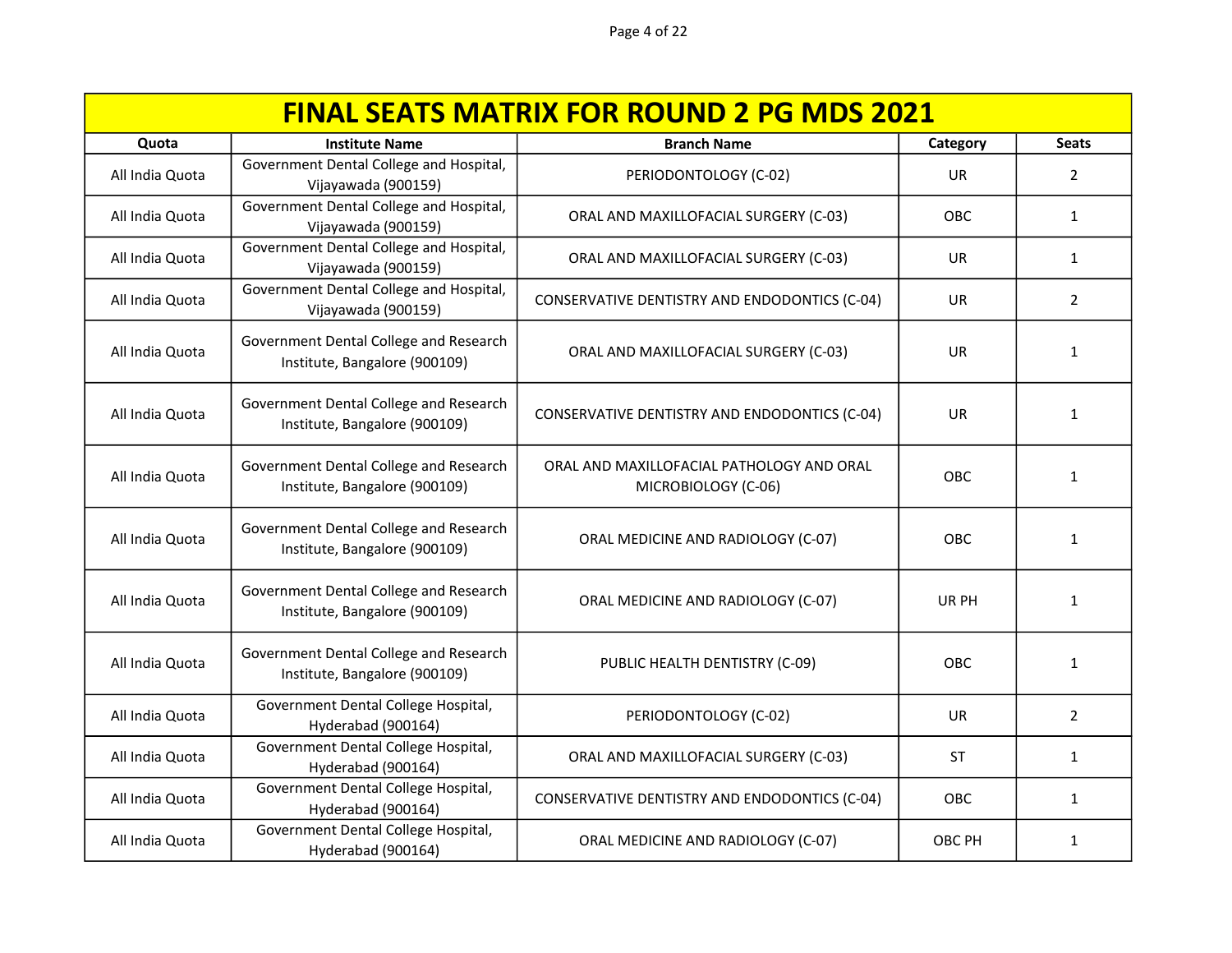| FINAL SEATS MATRIX FOR ROUND 2 PG MDS 2021 | | | | |
|---|---|---|---|---|
| **Quota** | **Institute Name** | **Branch Name** | **Category** | **Seats** |
| All India Quota | Government Dental College and Hospital, Vijayawada (900159) | PERIODONTOLOGY (C-02) | UR | 2 |
| All India Quota | Government Dental College and Hospital, Vijayawada (900159) | ORAL AND MAXILLOFACIAL SURGERY (C-03) | OBC | 1 |
| All India Quota | Government Dental College and Hospital, Vijayawada (900159) | ORAL AND MAXILLOFACIAL SURGERY (C-03) | UR | 1 |
| All India Quota | Government Dental College and Hospital, Vijayawada (900159) | CONSERVATIVE DENTISTRY AND ENDODONTICS (C-04) | UR | 2 |
| All India Quota | Government Dental College and Research Institute, Bangalore (900109) | ORAL AND MAXILLOFACIAL SURGERY (C-03) | UR | 1 |
| All India Quota | Government Dental College and Research Institute, Bangalore (900109) | CONSERVATIVE DENTISTRY AND ENDODONTICS (C-04) | UR | 1 |
| All India Quota | Government Dental College and Research Institute, Bangalore (900109) | ORAL AND MAXILLOFACIAL PATHOLOGY AND ORAL MICROBIOLOGY (C-06) | OBC | 1 |
| All India Quota | Government Dental College and Research Institute, Bangalore (900109) | ORAL MEDICINE AND RADIOLOGY (C-07) | OBC | 1 |
| All India Quota | Government Dental College and Research Institute, Bangalore (900109) | ORAL MEDICINE AND RADIOLOGY (C-07) | UR PH | 1 |
| All India Quota | Government Dental College and Research Institute, Bangalore (900109) | PUBLIC HEALTH DENTISTRY (C-09) | OBC | 1 |
| All India Quota | Government Dental College Hospital, Hyderabad (900164) | PERIODONTOLOGY (C-02) | UR | 2 |
| All India Quota | Government Dental College Hospital, Hyderabad (900164) | ORAL AND MAXILLOFACIAL SURGERY (C-03) | ST | 1 |
| All India Quota | Government Dental College Hospital, Hyderabad (900164) | CONSERVATIVE DENTISTRY AND ENDODONTICS (C-04) | OBC | 1 |
| All India Quota | Government Dental College Hospital, Hyderabad (900164) | ORAL MEDICINE AND RADIOLOGY (C-07) | OBC PH | 1 |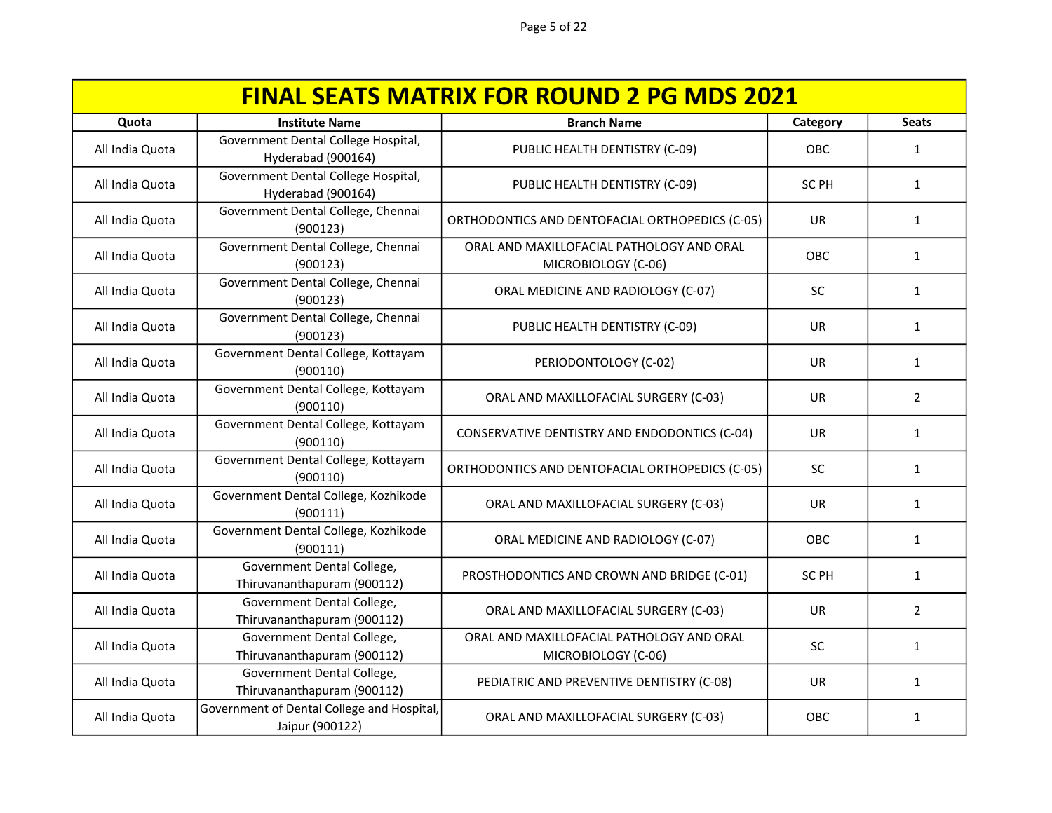| FINAL SEATS MATRIX FOR ROUND 2 PG MDS 2021 | | | | |
|---|---|---|---|---|
| **Quota** | **Institute Name** | **Branch Name** | **Category** | **Seats** |
| All India Quota | Government Dental College Hospital, Hyderabad (900164) | PUBLIC HEALTH DENTISTRY (C-09) | OBC | 1 |
| All India Quota | Government Dental College Hospital, Hyderabad (900164) | PUBLIC HEALTH DENTISTRY (C-09) | SC PH | 1 |
| All India Quota | Government Dental College, Chennai (900123) | ORTHODONTICS AND DENTOFACIAL ORTHOPEDICS (C-05) | UR | 1 |
| All India Quota | Government Dental College, Chennai (900123) | ORAL AND MAXILLOFACIAL PATHOLOGY AND ORAL MICROBIOLOGY (C-06) | OBC | 1 |
| All India Quota | Government Dental College, Chennai (900123) | ORAL MEDICINE AND RADIOLOGY (C-07) | SC | 1 |
| All India Quota | Government Dental College, Chennai (900123) | PUBLIC HEALTH DENTISTRY (C-09) | UR | 1 |
| All India Quota | Government Dental College, Kottayam (900110) | PERIODONTOLOGY (C-02) | UR | 1 |
| All India Quota | Government Dental College, Kottayam (900110) | ORAL AND MAXILLOFACIAL SURGERY (C-03) | UR | 2 |
| All India Quota | Government Dental College, Kottayam (900110) | CONSERVATIVE DENTISTRY AND ENDODONTICS (C-04) | UR | 1 |
| All India Quota | Government Dental College, Kottayam (900110) | ORTHODONTICS AND DENTOFACIAL ORTHOPEDICS (C-05) | SC | 1 |
| All India Quota | Government Dental College, Kozhikode (900111) | ORAL AND MAXILLOFACIAL SURGERY (C-03) | UR | 1 |
| All India Quota | Government Dental College, Kozhikode (900111) | ORAL MEDICINE AND RADIOLOGY (C-07) | OBC | 1 |
| All India Quota | Government Dental College, Thiruvananthapuram (900112) | PROSTHODONTICS AND CROWN AND BRIDGE (C-01) | SC PH | 1 |
| All India Quota | Government Dental College, Thiruvananthapuram (900112) | ORAL AND MAXILLOFACIAL SURGERY (C-03) | UR | 2 |
| All India Quota | Government Dental College, Thiruvananthapuram (900112) | ORAL AND MAXILLOFACIAL PATHOLOGY AND ORAL MICROBIOLOGY (C-06) | SC | 1 |
| All India Quota | Government Dental College, Thiruvananthapuram (900112) | PEDIATRIC AND PREVENTIVE DENTISTRY (C-08) | UR | 1 |
| All India Quota | Government of Dental College and Hospital, Jaipur (900122) | ORAL AND MAXILLOFACIAL SURGERY (C-03) | OBC | 1 |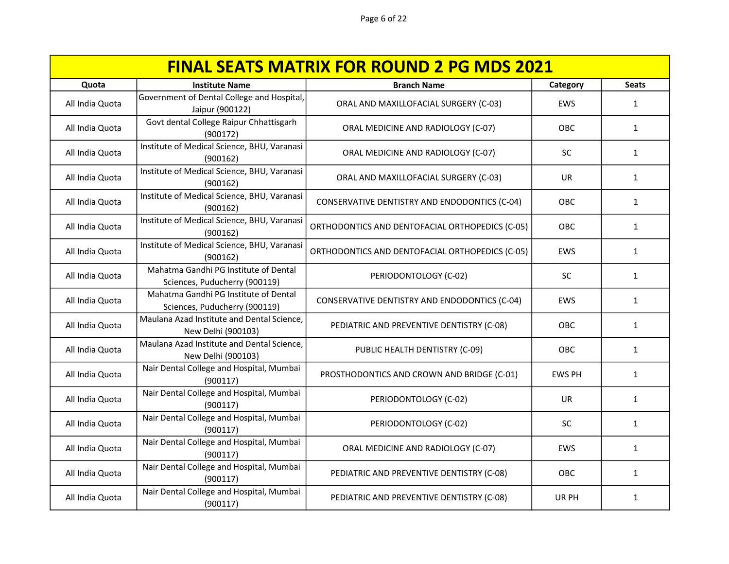# FINAL SEATS MATRIX FOR ROUND 2 PG MDS 2021

| Quota | Institute Name | Branch Name | Category | Seats |
|---|---|---|---|---|
| All India Quota | Government of Dental College and Hospital, Jaipur (900122) | ORAL AND MAXILLOFACIAL SURGERY (C-03) | EWS | 1 |
| All India Quota | Govt dental College Raipur Chhattisgarh (900172) | ORAL MEDICINE AND RADIOLOGY (C-07) | OBC | 1 |
| All India Quota | Institute of Medical Science, BHU, Varanasi (900162) | ORAL MEDICINE AND RADIOLOGY (C-07) | SC | 1 |
| All India Quota | Institute of Medical Science, BHU, Varanasi (900162) | ORAL AND MAXILLOFACIAL SURGERY (C-03) | UR | 1 |
| All India Quota | Institute of Medical Science, BHU, Varanasi (900162) | CONSERVATIVE DENTISTRY AND ENDODONTICS (C-04) | OBC | 1 |
| All India Quota | Institute of Medical Science, BHU, Varanasi (900162) | ORTHODONTICS AND DENTOFACIAL ORTHOPEDICS (C-05) | OBC | 1 |
| All India Quota | Institute of Medical Science, BHU, Varanasi (900162) | ORTHODONTICS AND DENTOFACIAL ORTHOPEDICS (C-05) | EWS | 1 |
| All India Quota | Mahatma Gandhi PG Institute of Dental Sciences, Puducherry (900119) | PERIODONTOLOGY (C-02) | SC | 1 |
| All India Quota | Mahatma Gandhi PG Institute of Dental Sciences, Puducherry (900119) | CONSERVATIVE DENTISTRY AND ENDODONTICS (C-04) | EWS | 1 |
| All India Quota | Maulana Azad Institute and Dental Science, New Delhi (900103) | PEDIATRIC AND PREVENTIVE DENTISTRY (C-08) | OBC | 1 |
| All India Quota | Maulana Azad Institute and Dental Science, New Delhi (900103) | PUBLIC HEALTH DENTISTRY (C-09) | OBC | 1 |
| All India Quota | Nair Dental College and Hospital, Mumbai (900117) | PROSTHODONTICS AND CROWN AND BRIDGE (C-01) | EWS PH | 1 |
| All India Quota | Nair Dental College and Hospital, Mumbai (900117) | PERIODONTOLOGY (C-02) | UR | 1 |
| All India Quota | Nair Dental College and Hospital, Mumbai (900117) | PERIODONTOLOGY (C-02) | SC | 1 |
| All India Quota | Nair Dental College and Hospital, Mumbai (900117) | ORAL MEDICINE AND RADIOLOGY (C-07) | EWS | 1 |
| All India Quota | Nair Dental College and Hospital, Mumbai (900117) | PEDIATRIC AND PREVENTIVE DENTISTRY (C-08) | OBC | 1 |
| All India Quota | Nair Dental College and Hospital, Mumbai (900117) | PEDIATRIC AND PREVENTIVE DENTISTRY (C-08) | UR PH | 1 |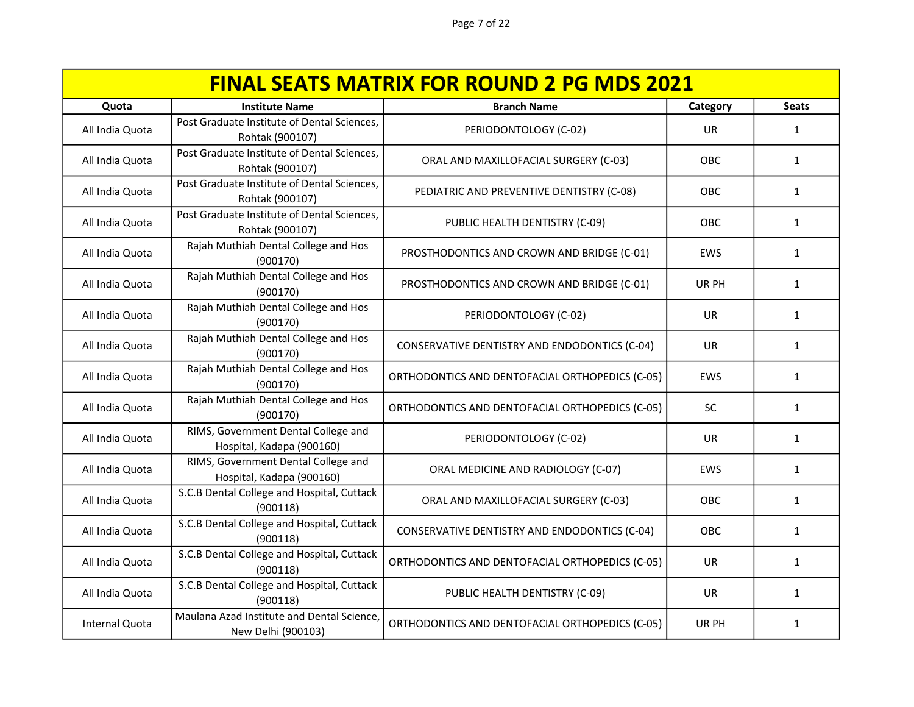# FINAL SEATS MATRIX FOR ROUND 2 PG MDS 2021

| Quota | Institute Name | Branch Name | Category | Seats |
|---|---|---|---|---|
| All India Quota | Post Graduate Institute of Dental Sciences, Rohtak (900107) | PERIODONTOLOGY (C-02) | UR | 1 |
| All India Quota | Post Graduate Institute of Dental Sciences, Rohtak (900107) | ORAL AND MAXILLOFACIAL SURGERY (C-03) | OBC | 1 |
| All India Quota | Post Graduate Institute of Dental Sciences, Rohtak (900107) | PEDIATRIC AND PREVENTIVE DENTISTRY (C-08) | OBC | 1 |
| All India Quota | Post Graduate Institute of Dental Sciences, Rohtak (900107) | PUBLIC HEALTH DENTISTRY (C-09) | OBC | 1 |
| All India Quota | Rajah Muthiah Dental College and Hos (900170) | PROSTHODONTICS AND CROWN AND BRIDGE (C-01) | EWS | 1 |
| All India Quota | Rajah Muthiah Dental College and Hos (900170) | PROSTHODONTICS AND CROWN AND BRIDGE (C-01) | UR PH | 1 |
| All India Quota | Rajah Muthiah Dental College and Hos (900170) | PERIODONTOLOGY (C-02) | UR | 1 |
| All India Quota | Rajah Muthiah Dental College and Hos (900170) | CONSERVATIVE DENTISTRY AND ENDODONTICS (C-04) | UR | 1 |
| All India Quota | Rajah Muthiah Dental College and Hos (900170) | ORTHODONTICS AND DENTOFACIAL ORTHOPEDICS (C-05) | EWS | 1 |
| All India Quota | Rajah Muthiah Dental College and Hos (900170) | ORTHODONTICS AND DENTOFACIAL ORTHOPEDICS (C-05) | SC | 1 |
| All India Quota | RIMS, Government Dental College and Hospital, Kadapa (900160) | PERIODONTOLOGY (C-02) | UR | 1 |
| All India Quota | RIMS, Government Dental College and Hospital, Kadapa (900160) | ORAL MEDICINE AND RADIOLOGY (C-07) | EWS | 1 |
| All India Quota | S.C.B Dental College and Hospital, Cuttack (900118) | ORAL AND MAXILLOFACIAL SURGERY (C-03) | OBC | 1 |
| All India Quota | S.C.B Dental College and Hospital, Cuttack (900118) | CONSERVATIVE DENTISTRY AND ENDODONTICS (C-04) | OBC | 1 |
| All India Quota | S.C.B Dental College and Hospital, Cuttack (900118) | ORTHODONTICS AND DENTOFACIAL ORTHOPEDICS (C-05) | UR | 1 |
| All India Quota | S.C.B Dental College and Hospital, Cuttack (900118) | PUBLIC HEALTH DENTISTRY (C-09) | UR | 1 |
| Internal Quota | Maulana Azad Institute and Dental Science, New Delhi (900103) | ORTHODONTICS AND DENTOFACIAL ORTHOPEDICS (C-05) | UR PH | 1 |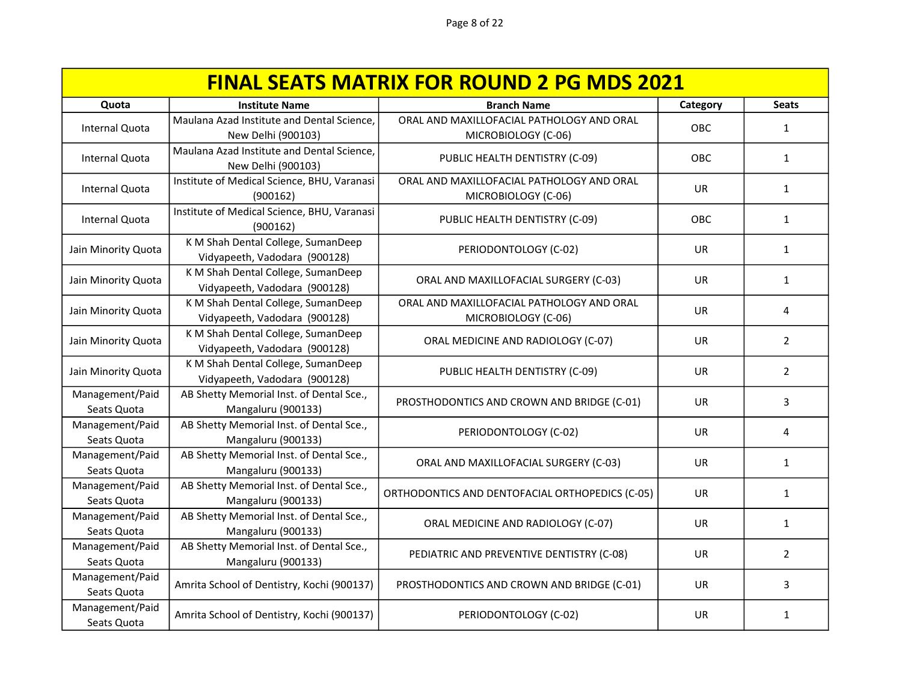# FINAL SEATS MATRIX FOR ROUND 2 PG MDS 2021

| Quota | Institute Name | Branch Name | Category | Seats |
|---|---|---|---|---|
| Internal Quota | Maulana Azad Institute and Dental Science, New Delhi (900103) | ORAL AND MAXILLOFACIAL PATHOLOGY AND ORAL MICROBIOLOGY (C-06) | OBC | 1 |
| Internal Quota | Maulana Azad Institute and Dental Science, New Delhi (900103) | PUBLIC HEALTH DENTISTRY (C-09) | OBC | 1 |
| Internal Quota | Institute of Medical Science, BHU, Varanasi (900162) | ORAL AND MAXILLOFACIAL PATHOLOGY AND ORAL MICROBIOLOGY (C-06) | UR | 1 |
| Internal Quota | Institute of Medical Science, BHU, Varanasi (900162) | PUBLIC HEALTH DENTISTRY (C-09) | OBC | 1 |
| Jain Minority Quota | K M Shah Dental College, SumanDeep Vidyapeeth, Vadodara (900128) | PERIODONTOLOGY (C-02) | UR | 1 |
| Jain Minority Quota | K M Shah Dental College, SumanDeep Vidyapeeth, Vadodara (900128) | ORAL AND MAXILLOFACIAL SURGERY (C-03) | UR | 1 |
| Jain Minority Quota | K M Shah Dental College, SumanDeep Vidyapeeth, Vadodara (900128) | ORAL AND MAXILLOFACIAL PATHOLOGY AND ORAL MICROBIOLOGY (C-06) | UR | 4 |
| Jain Minority Quota | K M Shah Dental College, SumanDeep Vidyapeeth, Vadodara (900128) | ORAL MEDICINE AND RADIOLOGY (C-07) | UR | 2 |
| Jain Minority Quota | K M Shah Dental College, SumanDeep Vidyapeeth, Vadodara (900128) | PUBLIC HEALTH DENTISTRY (C-09) | UR | 2 |
| Management/Paid Seats Quota | AB Shetty Memorial Inst. of Dental Sce., Mangaluru (900133) | PROSTHODONTICS AND CROWN AND BRIDGE (C-01) | UR | 3 |
| Management/Paid Seats Quota | AB Shetty Memorial Inst. of Dental Sce., Mangaluru (900133) | PERIODONTOLOGY (C-02) | UR | 4 |
| Management/Paid Seats Quota | AB Shetty Memorial Inst. of Dental Sce., Mangaluru (900133) | ORAL AND MAXILLOFACIAL SURGERY (C-03) | UR | 1 |
| Management/Paid Seats Quota | AB Shetty Memorial Inst. of Dental Sce., Mangaluru (900133) | ORTHODONTICS AND DENTOFACIAL ORTHOPEDICS (C-05) | UR | 1 |
| Management/Paid Seats Quota | AB Shetty Memorial Inst. of Dental Sce., Mangaluru (900133) | ORAL MEDICINE AND RADIOLOGY (C-07) | UR | 1 |
| Management/Paid Seats Quota | AB Shetty Memorial Inst. of Dental Sce., Mangaluru (900133) | PEDIATRIC AND PREVENTIVE DENTISTRY (C-08) | UR | 2 |
| Management/Paid Seats Quota | Amrita School of Dentistry, Kochi (900137) | PROSTHODONTICS AND CROWN AND BRIDGE (C-01) | UR | 3 |
| Management/Paid Seats Quota | Amrita School of Dentistry, Kochi (900137) | PERIODONTOLOGY (C-02) | UR | 1 |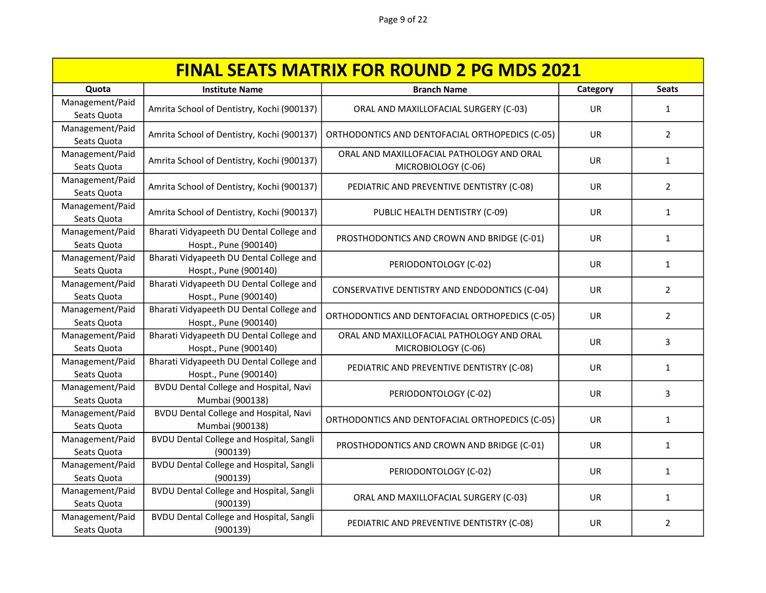| FINAL SEATS MATRIX FOR ROUND 2 PG MDS 2021 | | | | |
|---|---|---|---|---|
| Quota | Institute Name | Branch Name | Category | Seats |
| Management/Paid Seats Quota | Amrita School of Dentistry, Kochi (900137) | ORAL AND MAXILLOFACIAL SURGERY (C-03) | UR | 1 |
| Management/Paid Seats Quota | Amrita School of Dentistry, Kochi (900137) | ORTHODONTICS AND DENTOFACIAL ORTHOPEDICS (C-05) | UR | 2 |
| Management/Paid Seats Quota | Amrita School of Dentistry, Kochi (900137) | ORAL AND MAXILLOFACIAL PATHOLOGY AND ORAL MICROBIOLOGY (C-06) | UR | 1 |
| Management/Paid Seats Quota | Amrita School of Dentistry, Kochi (900137) | PEDIATRIC AND PREVENTIVE DENTISTRY (C-08) | UR | 2 |
| Management/Paid Seats Quota | Amrita School of Dentistry, Kochi (900137) | PUBLIC HEALTH DENTISTRY (C-09) | UR | 1 |
| Management/Paid Seats Quota | Bharati Vidyapeeth DU Dental College and Hospt., Pune (900140) | PROSTHODONTICS AND CROWN AND BRIDGE (C-01) | UR | 1 |
| Management/Paid Seats Quota | Bharati Vidyapeeth DU Dental College and Hospt., Pune (900140) | PERIODONTOLOGY (C-02) | UR | 1 |
| Management/Paid Seats Quota | Bharati Vidyapeeth DU Dental College and Hospt., Pune (900140) | CONSERVATIVE DENTISTRY AND ENDODONTICS (C-04) | UR | 2 |
| Management/Paid Seats Quota | Bharati Vidyapeeth DU Dental College and Hospt., Pune (900140) | ORTHODONTICS AND DENTOFACIAL ORTHOPEDICS (C-05) | UR | 2 |
| Management/Paid Seats Quota | Bharati Vidyapeeth DU Dental College and Hospt., Pune (900140) | ORAL AND MAXILLOFACIAL PATHOLOGY AND ORAL MICROBIOLOGY (C-06) | UR | 3 |
| Management/Paid Seats Quota | Bharati Vidyapeeth DU Dental College and Hospt., Pune (900140) | PEDIATRIC AND PREVENTIVE DENTISTRY (C-08) | UR | 1 |
| Management/Paid Seats Quota | BVDU Dental College and Hospital, Navi Mumbai (900138) | PERIODONTOLOGY (C-02) | UR | 3 |
| Management/Paid Seats Quota | BVDU Dental College and Hospital, Navi Mumbai (900138) | ORTHODONTICS AND DENTOFACIAL ORTHOPEDICS (C-05) | UR | 1 |
| Management/Paid Seats Quota | BVDU Dental College and Hospital, Sangli (900139) | PROSTHODONTICS AND CROWN AND BRIDGE (C-01) | UR | 1 |
| Management/Paid Seats Quota | BVDU Dental College and Hospital, Sangli (900139) | PERIODONTOLOGY (C-02) | UR | 1 |
| Management/Paid Seats Quota | BVDU Dental College and Hospital, Sangli (900139) | ORAL AND MAXILLOFACIAL SURGERY (C-03) | UR | 1 |
| Management/Paid Seats Quota | BVDU Dental College and Hospital, Sangli (900139) | PEDIATRIC AND PREVENTIVE DENTISTRY (C-08) | UR | 2 |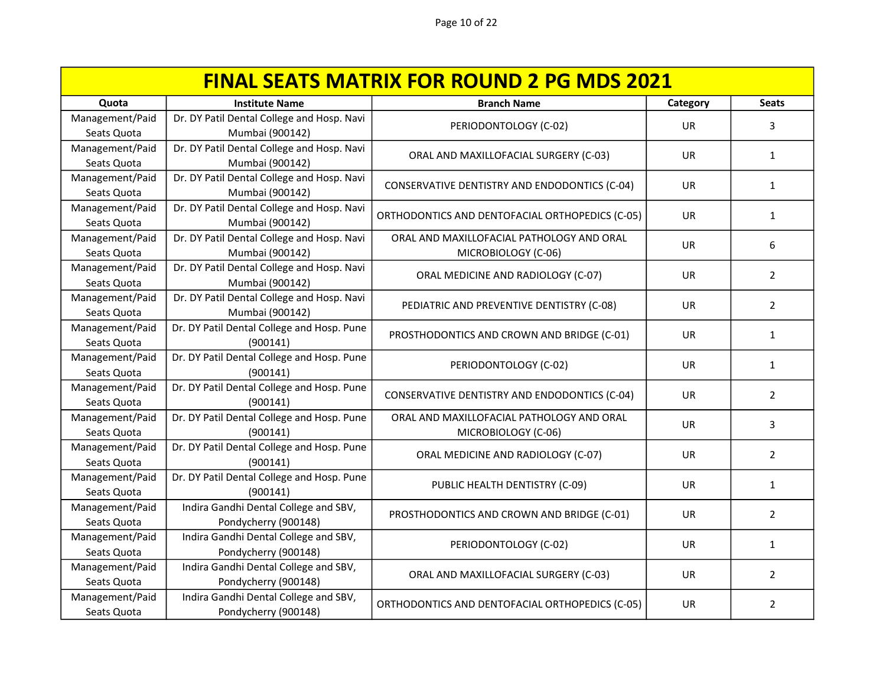| FINAL SEATS MATRIX FOR ROUND 2 PG MDS 2021 | | | | |
|---|---|---|---|---|
| **Quota** | **Institute Name** | **Branch Name** | **Category** | **Seats** |
| Management/Paid Seats Quota | Dr. DY Patil Dental College and Hosp. Navi Mumbai (900142) | PERIODONTOLOGY (C-02) | UR | 3 |
| Management/Paid Seats Quota | Dr. DY Patil Dental College and Hosp. Navi Mumbai (900142) | ORAL AND MAXILLOFACIAL SURGERY (C-03) | UR | 1 |
| Management/Paid Seats Quota | Dr. DY Patil Dental College and Hosp. Navi Mumbai (900142) | CONSERVATIVE DENTISTRY AND ENDODONTICS (C-04) | UR | 1 |
| Management/Paid Seats Quota | Dr. DY Patil Dental College and Hosp. Navi Mumbai (900142) | ORTHODONTICS AND DENTOFACIAL ORTHOPEDICS (C-05) | UR | 1 |
| Management/Paid Seats Quota | Dr. DY Patil Dental College and Hosp. Navi Mumbai (900142) | ORAL AND MAXILLOFACIAL PATHOLOGY AND ORAL MICROBIOLOGY (C-06) | UR | 6 |
| Management/Paid Seats Quota | Dr. DY Patil Dental College and Hosp. Navi Mumbai (900142) | ORAL MEDICINE AND RADIOLOGY (C-07) | UR | 2 |
| Management/Paid Seats Quota | Dr. DY Patil Dental College and Hosp. Navi Mumbai (900142) | PEDIATRIC AND PREVENTIVE DENTISTRY (C-08) | UR | 2 |
| Management/Paid Seats Quota | Dr. DY Patil Dental College and Hosp. Pune (900141) | PROSTHODONTICS AND CROWN AND BRIDGE (C-01) | UR | 1 |
| Management/Paid Seats Quota | Dr. DY Patil Dental College and Hosp. Pune (900141) | PERIODONTOLOGY (C-02) | UR | 1 |
| Management/Paid Seats Quota | Dr. DY Patil Dental College and Hosp. Pune (900141) | CONSERVATIVE DENTISTRY AND ENDODONTICS (C-04) | UR | 2 |
| Management/Paid Seats Quota | Dr. DY Patil Dental College and Hosp. Pune (900141) | ORAL AND MAXILLOFACIAL PATHOLOGY AND ORAL MICROBIOLOGY (C-06) | UR | 3 |
| Management/Paid Seats Quota | Dr. DY Patil Dental College and Hosp. Pune (900141) | ORAL MEDICINE AND RADIOLOGY (C-07) | UR | 2 |
| Management/Paid Seats Quota | Dr. DY Patil Dental College and Hosp. Pune (900141) | PUBLIC HEALTH DENTISTRY (C-09) | UR | 1 |
| Management/Paid Seats Quota | Indira Gandhi Dental College and SBV, Pondycherry (900148) | PROSTHODONTICS AND CROWN AND BRIDGE (C-01) | UR | 2 |
| Management/Paid Seats Quota | Indira Gandhi Dental College and SBV, Pondycherry (900148) | PERIODONTOLOGY (C-02) | UR | 1 |
| Management/Paid Seats Quota | Indira Gandhi Dental College and SBV, Pondycherry (900148) | ORAL AND MAXILLOFACIAL SURGERY (C-03) | UR | 2 |
| Management/Paid Seats Quota | Indira Gandhi Dental College and SBV, Pondycherry (900148) | ORTHODONTICS AND DENTOFACIAL ORTHOPEDICS (C-05) | UR | 2 |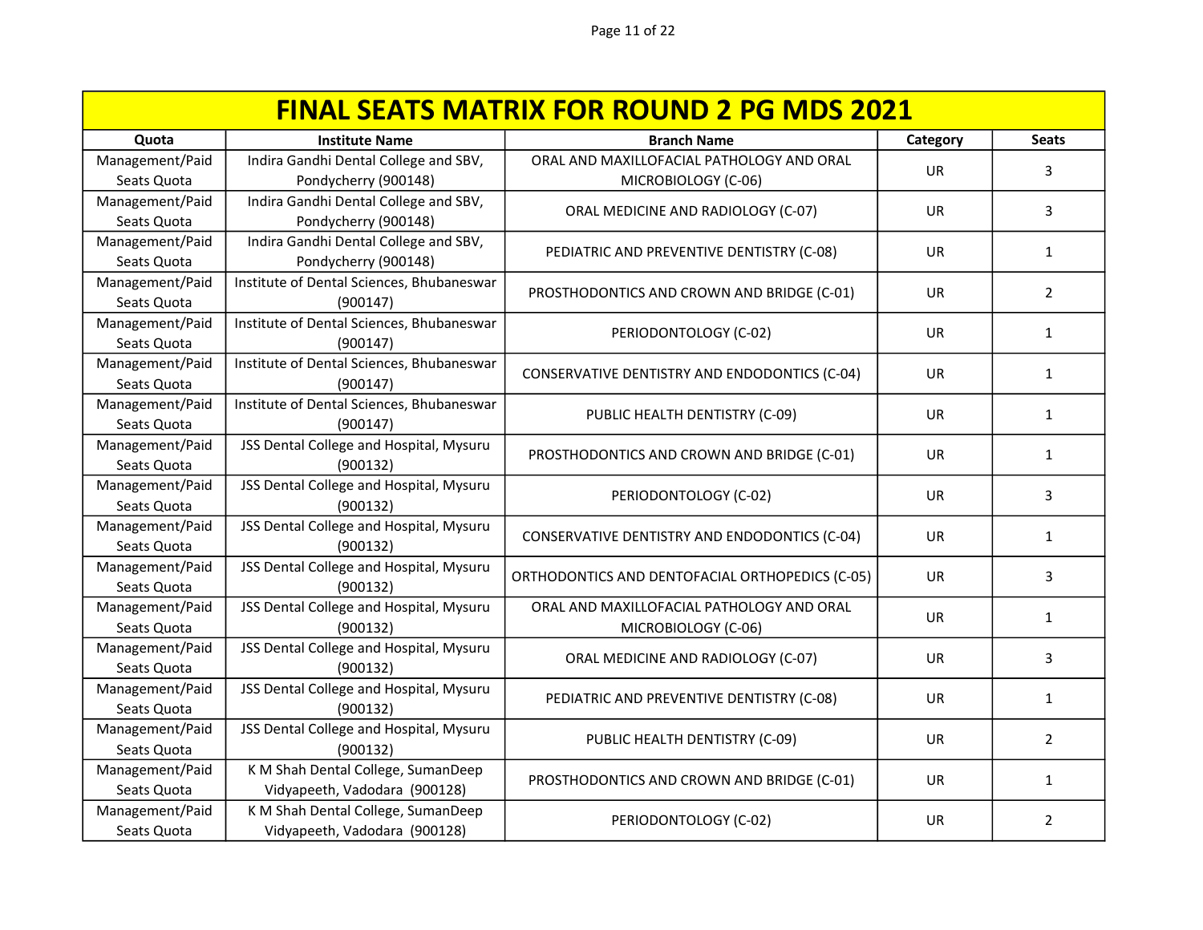| FINAL SEATS MATRIX FOR ROUND 2 PG MDS 2021 | | | | |
|---|---|---|---|---|
| **Quota** | **Institute Name** | **Branch Name** | **Category** | **Seats** |
| Management/Paid Seats Quota | Indira Gandhi Dental College and SBV, Pondycherry (900148) | ORAL AND MAXILLOFACIAL PATHOLOGY AND ORAL MICROBIOLOGY (C-06) | UR | 3 |
| Management/Paid Seats Quota | Indira Gandhi Dental College and SBV, Pondycherry (900148) | ORAL MEDICINE AND RADIOLOGY (C-07) | UR | 3 |
| Management/Paid Seats Quota | Indira Gandhi Dental College and SBV, Pondycherry (900148) | PEDIATRIC AND PREVENTIVE DENTISTRY (C-08) | UR | 1 |
| Management/Paid Seats Quota | Institute of Dental Sciences, Bhubaneswar (900147) | PROSTHODONTICS AND CROWN AND BRIDGE (C-01) | UR | 2 |
| Management/Paid Seats Quota | Institute of Dental Sciences, Bhubaneswar (900147) | PERIODONTOLOGY (C-02) | UR | 1 |
| Management/Paid Seats Quota | Institute of Dental Sciences, Bhubaneswar (900147) | CONSERVATIVE DENTISTRY AND ENDODONTICS (C-04) | UR | 1 |
| Management/Paid Seats Quota | Institute of Dental Sciences, Bhubaneswar (900147) | PUBLIC HEALTH DENTISTRY (C-09) | UR | 1 |
| Management/Paid Seats Quota | JSS Dental College and Hospital, Mysuru (900132) | PROSTHODONTICS AND CROWN AND BRIDGE (C-01) | UR | 1 |
| Management/Paid Seats Quota | JSS Dental College and Hospital, Mysuru (900132) | PERIODONTOLOGY (C-02) | UR | 3 |
| Management/Paid Seats Quota | JSS Dental College and Hospital, Mysuru (900132) | CONSERVATIVE DENTISTRY AND ENDODONTICS (C-04) | UR | 1 |
| Management/Paid Seats Quota | JSS Dental College and Hospital, Mysuru (900132) | ORTHODONTICS AND DENTOFACIAL ORTHOPEDICS (C-05) | UR | 3 |
| Management/Paid Seats Quota | JSS Dental College and Hospital, Mysuru (900132) | ORAL AND MAXILLOFACIAL PATHOLOGY AND ORAL MICROBIOLOGY (C-06) | UR | 1 |
| Management/Paid Seats Quota | JSS Dental College and Hospital, Mysuru (900132) | ORAL MEDICINE AND RADIOLOGY (C-07) | UR | 3 |
| Management/Paid Seats Quota | JSS Dental College and Hospital, Mysuru (900132) | PEDIATRIC AND PREVENTIVE DENTISTRY (C-08) | UR | 1 |
| Management/Paid Seats Quota | JSS Dental College and Hospital, Mysuru (900132) | PUBLIC HEALTH DENTISTRY (C-09) | UR | 2 |
| Management/Paid Seats Quota | K M Shah Dental College, SumanDeep Vidyapeeth, Vadodara (900128) | PROSTHODONTICS AND CROWN AND BRIDGE (C-01) | UR | 1 |
| Management/Paid Seats Quota | K M Shah Dental College, SumanDeep Vidyapeeth, Vadodara (900128) | PERIODONTOLOGY (C-02) | UR | 2 |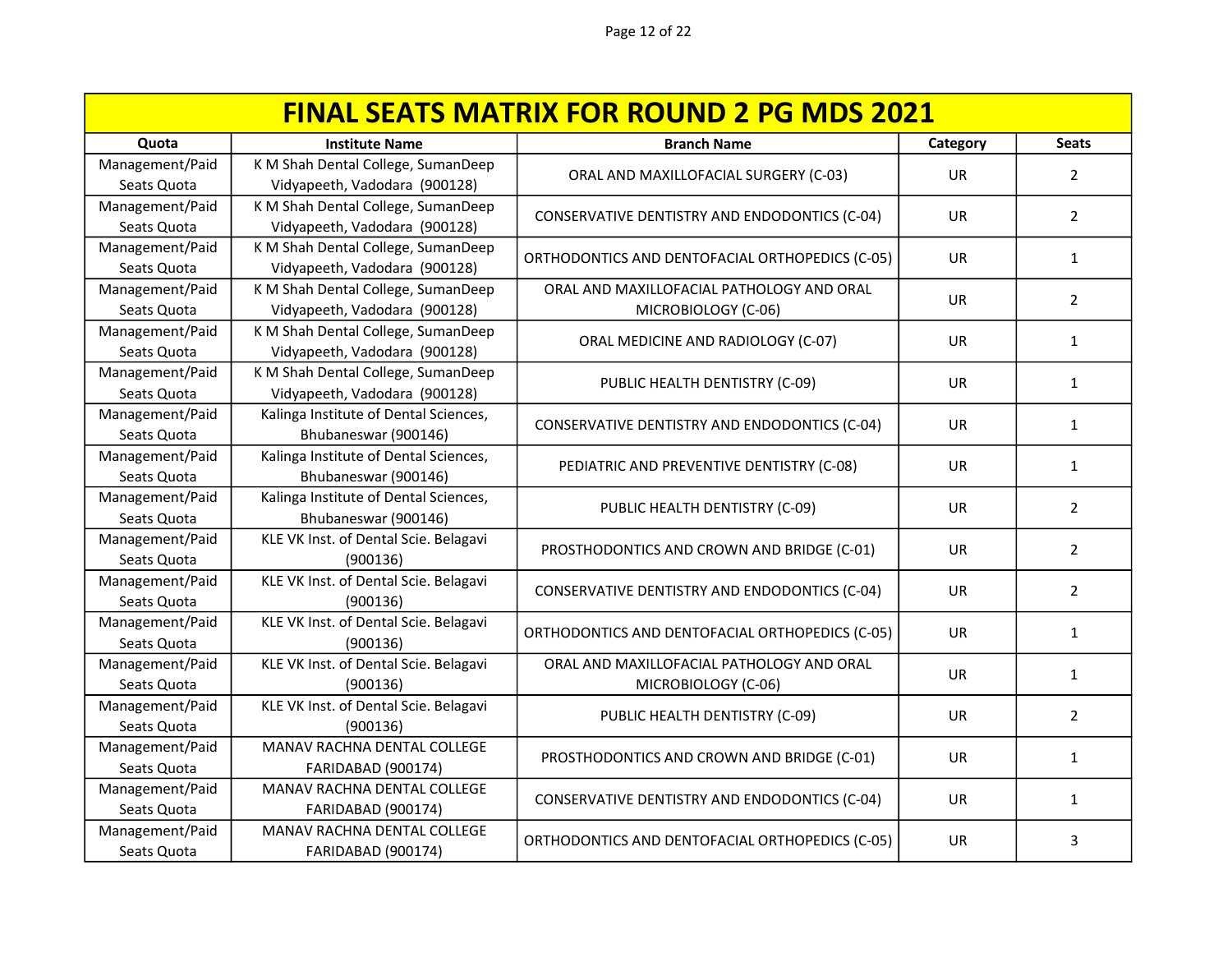# FINAL SEATS MATRIX FOR ROUND 2 PG MDS 2021

| Quota | Institute Name | Branch Name | Category | Seats |
|---|---|---|---|---|
| Management/Paid Seats Quota | K M Shah Dental College, SumanDeep Vidyapeeth, Vadodara (900128) | ORAL AND MAXILLOFACIAL SURGERY (C-03) | UR | 2 |
| Management/Paid Seats Quota | K M Shah Dental College, SumanDeep Vidyapeeth, Vadodara (900128) | CONSERVATIVE DENTISTRY AND ENDODONTICS (C-04) | UR | 2 |
| Management/Paid Seats Quota | K M Shah Dental College, SumanDeep Vidyapeeth, Vadodara (900128) | ORTHODONTICS AND DENTOFACIAL ORTHOPEDICS (C-05) | UR | 1 |
| Management/Paid Seats Quota | K M Shah Dental College, SumanDeep Vidyapeeth, Vadodara (900128) | ORAL AND MAXILLOFACIAL PATHOLOGY AND ORAL MICROBIOLOGY (C-06) | UR | 2 |
| Management/Paid Seats Quota | K M Shah Dental College, SumanDeep Vidyapeeth, Vadodara (900128) | ORAL MEDICINE AND RADIOLOGY (C-07) | UR | 1 |
| Management/Paid Seats Quota | K M Shah Dental College, SumanDeep Vidyapeeth, Vadodara (900128) | PUBLIC HEALTH DENTISTRY (C-09) | UR | 1 |
| Management/Paid Seats Quota | Kalinga Institute of Dental Sciences, Bhubaneswar (900146) | CONSERVATIVE DENTISTRY AND ENDODONTICS (C-04) | UR | 1 |
| Management/Paid Seats Quota | Kalinga Institute of Dental Sciences, Bhubaneswar (900146) | PEDIATRIC AND PREVENTIVE DENTISTRY (C-08) | UR | 1 |
| Management/Paid Seats Quota | Kalinga Institute of Dental Sciences, Bhubaneswar (900146) | PUBLIC HEALTH DENTISTRY (C-09) | UR | 2 |
| Management/Paid Seats Quota | KLE VK Inst. of Dental Scie. Belagavi (900136) | PROSTHODONTICS AND CROWN AND BRIDGE (C-01) | UR | 2 |
| Management/Paid Seats Quota | KLE VK Inst. of Dental Scie. Belagavi (900136) | CONSERVATIVE DENTISTRY AND ENDODONTICS (C-04) | UR | 2 |
| Management/Paid Seats Quota | KLE VK Inst. of Dental Scie. Belagavi (900136) | ORTHODONTICS AND DENTOFACIAL ORTHOPEDICS (C-05) | UR | 1 |
| Management/Paid Seats Quota | KLE VK Inst. of Dental Scie. Belagavi (900136) | ORAL AND MAXILLOFACIAL PATHOLOGY AND ORAL MICROBIOLOGY (C-06) | UR | 1 |
| Management/Paid Seats Quota | KLE VK Inst. of Dental Scie. Belagavi (900136) | PUBLIC HEALTH DENTISTRY (C-09) | UR | 2 |
| Management/Paid Seats Quota | MANAV RACHNA DENTAL COLLEGE FARIDABAD (900174) | PROSTHODONTICS AND CROWN AND BRIDGE (C-01) | UR | 1 |
| Management/Paid Seats Quota | MANAV RACHNA DENTAL COLLEGE FARIDABAD (900174) | CONSERVATIVE DENTISTRY AND ENDODONTICS (C-04) | UR | 1 |
| Management/Paid Seats Quota | MANAV RACHNA DENTAL COLLEGE FARIDABAD (900174) | ORTHODONTICS AND DENTOFACIAL ORTHOPEDICS (C-05) | UR | 3 |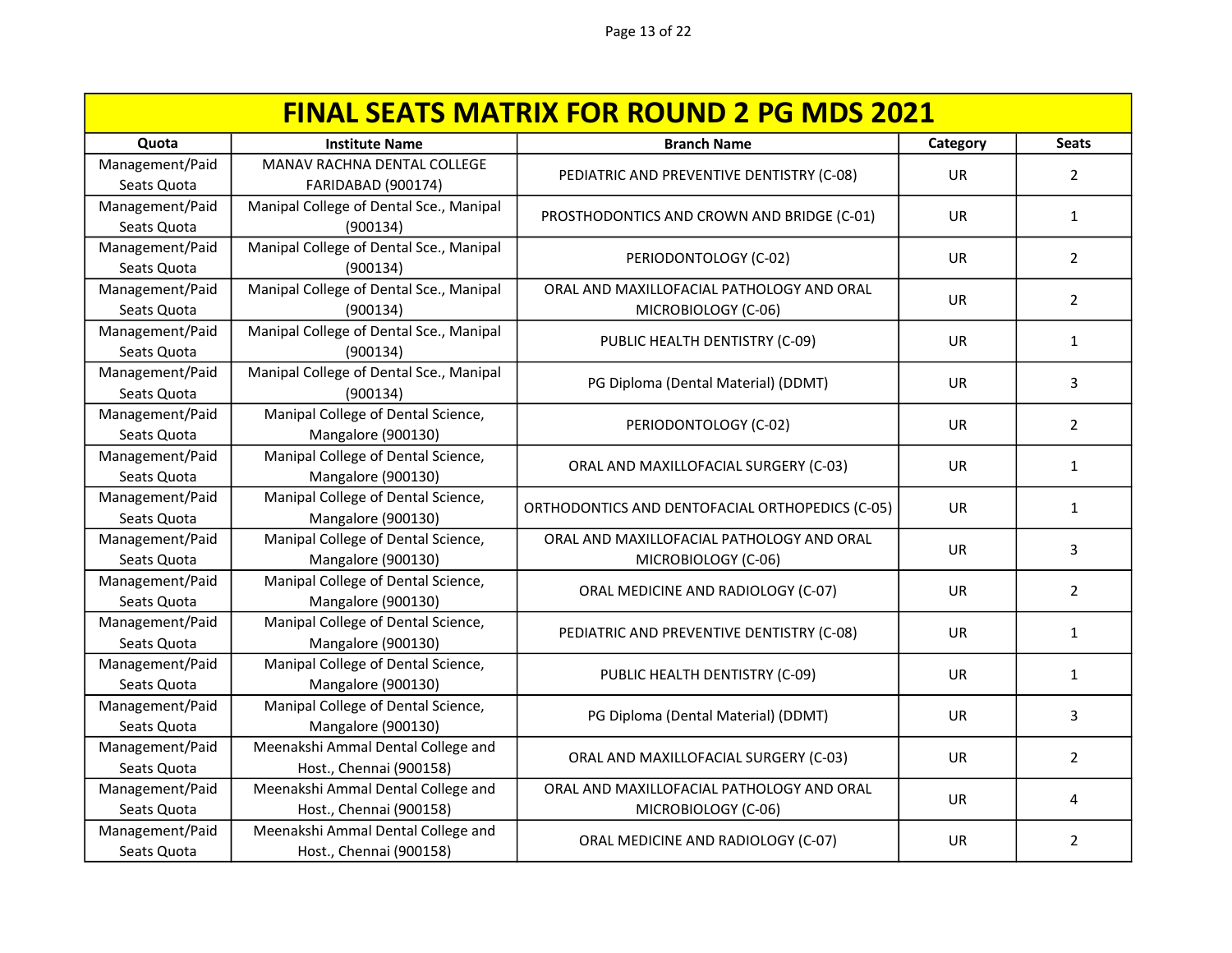| FINAL SEATS MATRIX FOR ROUND 2 PG MDS 2021 | | | | |
|---|---|---|---|---|
| **Quota** | **Institute Name** | **Branch Name** | **Category** | **Seats** |
| Management/Paid Seats Quota | MANAV RACHNA DENTAL COLLEGE FARIDABAD (900174) | PEDIATRIC AND PREVENTIVE DENTISTRY (C-08) | UR | 2 |
| Management/Paid Seats Quota | Manipal College of Dental Sce., Manipal (900134) | PROSTHODONTICS AND CROWN AND BRIDGE (C-01) | UR | 1 |
| Management/Paid Seats Quota | Manipal College of Dental Sce., Manipal (900134) | PERIODONTOLOGY (C-02) | UR | 2 |
| Management/Paid Seats Quota | Manipal College of Dental Sce., Manipal (900134) | ORAL AND MAXILLOFACIAL PATHOLOGY AND ORAL MICROBIOLOGY (C-06) | UR | 2 |
| Management/Paid Seats Quota | Manipal College of Dental Sce., Manipal (900134) | PUBLIC HEALTH DENTISTRY (C-09) | UR | 1 |
| Management/Paid Seats Quota | Manipal College of Dental Sce., Manipal (900134) | PG Diploma (Dental Material) (DDMT) | UR | 3 |
| Management/Paid Seats Quota | Manipal College of Dental Science, Mangalore (900130) | PERIODONTOLOGY (C-02) | UR | 2 |
| Management/Paid Seats Quota | Manipal College of Dental Science, Mangalore (900130) | ORAL AND MAXILLOFACIAL SURGERY (C-03) | UR | 1 |
| Management/Paid Seats Quota | Manipal College of Dental Science, Mangalore (900130) | ORTHODONTICS AND DENTOFACIAL ORTHOPEDICS (C-05) | UR | 1 |
| Management/Paid Seats Quota | Manipal College of Dental Science, Mangalore (900130) | ORAL AND MAXILLOFACIAL PATHOLOGY AND ORAL MICROBIOLOGY (C-06) | UR | 3 |
| Management/Paid Seats Quota | Manipal College of Dental Science, Mangalore (900130) | ORAL MEDICINE AND RADIOLOGY (C-07) | UR | 2 |
| Management/Paid Seats Quota | Manipal College of Dental Science, Mangalore (900130) | PEDIATRIC AND PREVENTIVE DENTISTRY (C-08) | UR | 1 |
| Management/Paid Seats Quota | Manipal College of Dental Science, Mangalore (900130) | PUBLIC HEALTH DENTISTRY (C-09) | UR | 1 |
| Management/Paid Seats Quota | Manipal College of Dental Science, Mangalore (900130) | PG Diploma (Dental Material) (DDMT) | UR | 3 |
| Management/Paid Seats Quota | Meenakshi Ammal Dental College and Host., Chennai (900158) | ORAL AND MAXILLOFACIAL SURGERY (C-03) | UR | 2 |
| Management/Paid Seats Quota | Meenakshi Ammal Dental College and Host., Chennai (900158) | ORAL AND MAXILLOFACIAL PATHOLOGY AND ORAL MICROBIOLOGY (C-06) | UR | 4 |
| Management/Paid Seats Quota | Meenakshi Ammal Dental College and Host., Chennai (900158) | ORAL MEDICINE AND RADIOLOGY (C-07) | UR | 2 |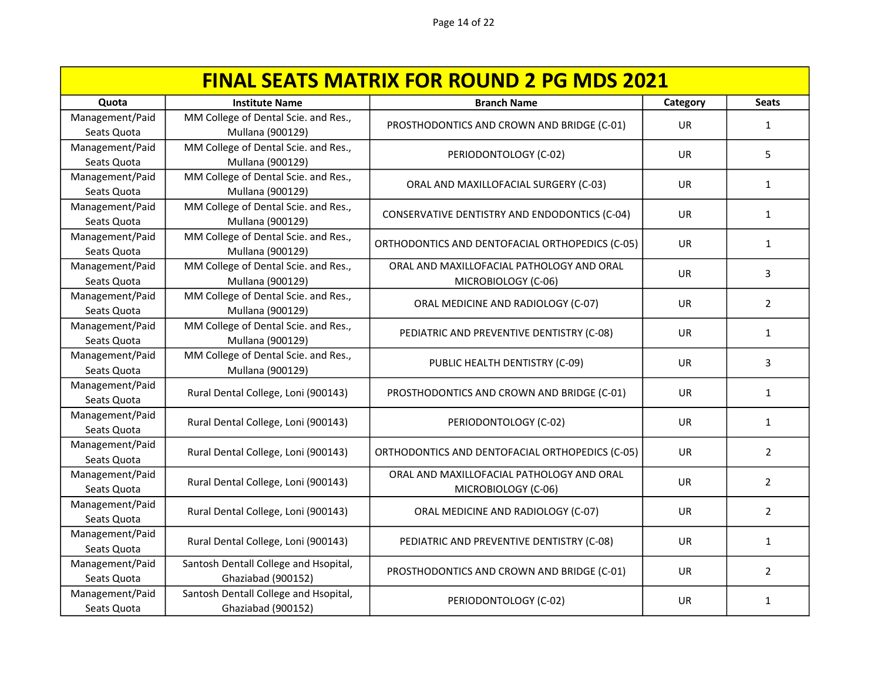# FINAL SEATS MATRIX FOR ROUND 2 PG MDS 2021

| Quota | Institute Name | Branch Name | Category | Seats |
|---|---|---|---|---|
| Management/Paid Seats Quota | MM College of Dental Scie. and Res., Mullana (900129) | PROSTHODONTICS AND CROWN AND BRIDGE (C-01) | UR | 1 |
| Management/Paid Seats Quota | MM College of Dental Scie. and Res., Mullana (900129) | PERIODONTOLOGY (C-02) | UR | 5 |
| Management/Paid Seats Quota | MM College of Dental Scie. and Res., Mullana (900129) | ORAL AND MAXILLOFACIAL SURGERY (C-03) | UR | 1 |
| Management/Paid Seats Quota | MM College of Dental Scie. and Res., Mullana (900129) | CONSERVATIVE DENTISTRY AND ENDODONTICS (C-04) | UR | 1 |
| Management/Paid Seats Quota | MM College of Dental Scie. and Res., Mullana (900129) | ORTHODONTICS AND DENTOFACIAL ORTHOPEDICS (C-05) | UR | 1 |
| Management/Paid Seats Quota | MM College of Dental Scie. and Res., Mullana (900129) | ORAL AND MAXILLOFACIAL PATHOLOGY AND ORAL MICROBIOLOGY (C-06) | UR | 3 |
| Management/Paid Seats Quota | MM College of Dental Scie. and Res., Mullana (900129) | ORAL MEDICINE AND RADIOLOGY (C-07) | UR | 2 |
| Management/Paid Seats Quota | MM College of Dental Scie. and Res., Mullana (900129) | PEDIATRIC AND PREVENTIVE DENTISTRY (C-08) | UR | 1 |
| Management/Paid Seats Quota | MM College of Dental Scie. and Res., Mullana (900129) | PUBLIC HEALTH DENTISTRY (C-09) | UR | 3 |
| Management/Paid Seats Quota | Rural Dental College, Loni (900143) | PROSTHODONTICS AND CROWN AND BRIDGE (C-01) | UR | 1 |
| Management/Paid Seats Quota | Rural Dental College, Loni (900143) | PERIODONTOLOGY (C-02) | UR | 1 |
| Management/Paid Seats Quota | Rural Dental College, Loni (900143) | ORTHODONTICS AND DENTOFACIAL ORTHOPEDICS (C-05) | UR | 2 |
| Management/Paid Seats Quota | Rural Dental College, Loni (900143) | ORAL AND MAXILLOFACIAL PATHOLOGY AND ORAL MICROBIOLOGY (C-06) | UR | 2 |
| Management/Paid Seats Quota | Rural Dental College, Loni (900143) | ORAL MEDICINE AND RADIOLOGY (C-07) | UR | 2 |
| Management/Paid Seats Quota | Rural Dental College, Loni (900143) | PEDIATRIC AND PREVENTIVE DENTISTRY (C-08) | UR | 1 |
| Management/Paid Seats Quota | Santosh Dentall College and Hsopital, Ghaziabad (900152) | PROSTHODONTICS AND CROWN AND BRIDGE (C-01) | UR | 2 |
| Management/Paid Seats Quota | Santosh Dentall College and Hsopital, Ghaziabad (900152) | PERIODONTOLOGY (C-02) | UR | 1 |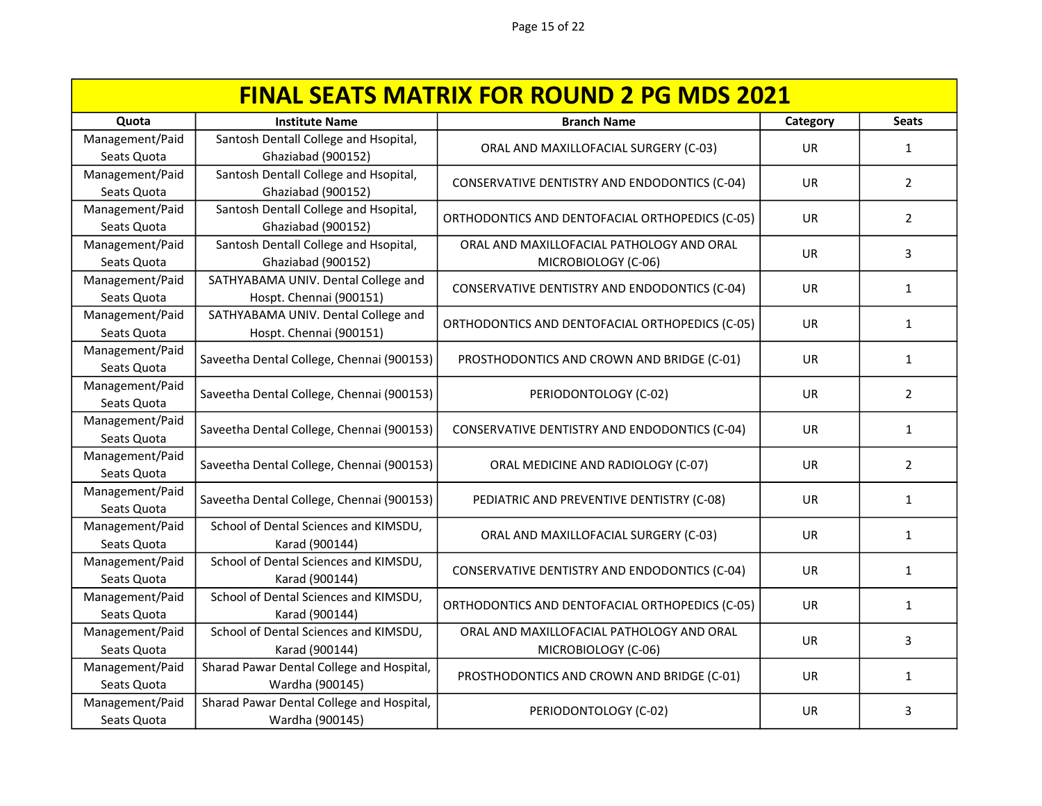# FINAL SEATS MATRIX FOR ROUND 2 PG MDS 2021

| Quota | Institute Name | Branch Name | Category | Seats |
|---|---|---|---|---|
| Management/Paid Seats Quota | Santosh Dentall College and Hsopital, Ghaziabad (900152) | ORAL AND MAXILLOFACIAL SURGERY (C-03) | UR | 1 |
| Management/Paid Seats Quota | Santosh Dentall College and Hsopital, Ghaziabad (900152) | CONSERVATIVE DENTISTRY AND ENDODONTICS (C-04) | UR | 2 |
| Management/Paid Seats Quota | Santosh Dentall College and Hsopital, Ghaziabad (900152) | ORTHODONTICS AND DENTOFACIAL ORTHOPEDICS (C-05) | UR | 2 |
| Management/Paid Seats Quota | Santosh Dentall College and Hsopital, Ghaziabad (900152) | ORAL AND MAXILLOFACIAL PATHOLOGY AND ORAL MICROBIOLOGY (C-06) | UR | 3 |
| Management/Paid Seats Quota | SATHYABAMA UNIV. Dental College and Hospt. Chennai (900151) | CONSERVATIVE DENTISTRY AND ENDODONTICS (C-04) | UR | 1 |
| Management/Paid Seats Quota | SATHYABAMA UNIV. Dental College and Hospt. Chennai (900151) | ORTHODONTICS AND DENTOFACIAL ORTHOPEDICS (C-05) | UR | 1 |
| Management/Paid Seats Quota | Saveetha Dental College, Chennai (900153) | PROSTHODONTICS AND CROWN AND BRIDGE (C-01) | UR | 1 |
| Management/Paid Seats Quota | Saveetha Dental College, Chennai (900153) | PERIODONTOLOGY (C-02) | UR | 2 |
| Management/Paid Seats Quota | Saveetha Dental College, Chennai (900153) | CONSERVATIVE DENTISTRY AND ENDODONTICS (C-04) | UR | 1 |
| Management/Paid Seats Quota | Saveetha Dental College, Chennai (900153) | ORAL MEDICINE AND RADIOLOGY (C-07) | UR | 2 |
| Management/Paid Seats Quota | Saveetha Dental College, Chennai (900153) | PEDIATRIC AND PREVENTIVE DENTISTRY (C-08) | UR | 1 |
| Management/Paid Seats Quota | School of Dental Sciences and KIMSDU, Karad (900144) | ORAL AND MAXILLOFACIAL SURGERY (C-03) | UR | 1 |
| Management/Paid Seats Quota | School of Dental Sciences and KIMSDU, Karad (900144) | CONSERVATIVE DENTISTRY AND ENDODONTICS (C-04) | UR | 1 |
| Management/Paid Seats Quota | School of Dental Sciences and KIMSDU, Karad (900144) | ORTHODONTICS AND DENTOFACIAL ORTHOPEDICS (C-05) | UR | 1 |
| Management/Paid Seats Quota | School of Dental Sciences and KIMSDU, Karad (900144) | ORAL AND MAXILLOFACIAL PATHOLOGY AND ORAL MICROBIOLOGY (C-06) | UR | 3 |
| Management/Paid Seats Quota | Sharad Pawar Dental College and Hospital, Wardha (900145) | PROSTHODONTICS AND CROWN AND BRIDGE (C-01) | UR | 1 |
| Management/Paid Seats Quota | Sharad Pawar Dental College and Hospital, Wardha (900145) | PERIODONTOLOGY (C-02) | UR | 3 |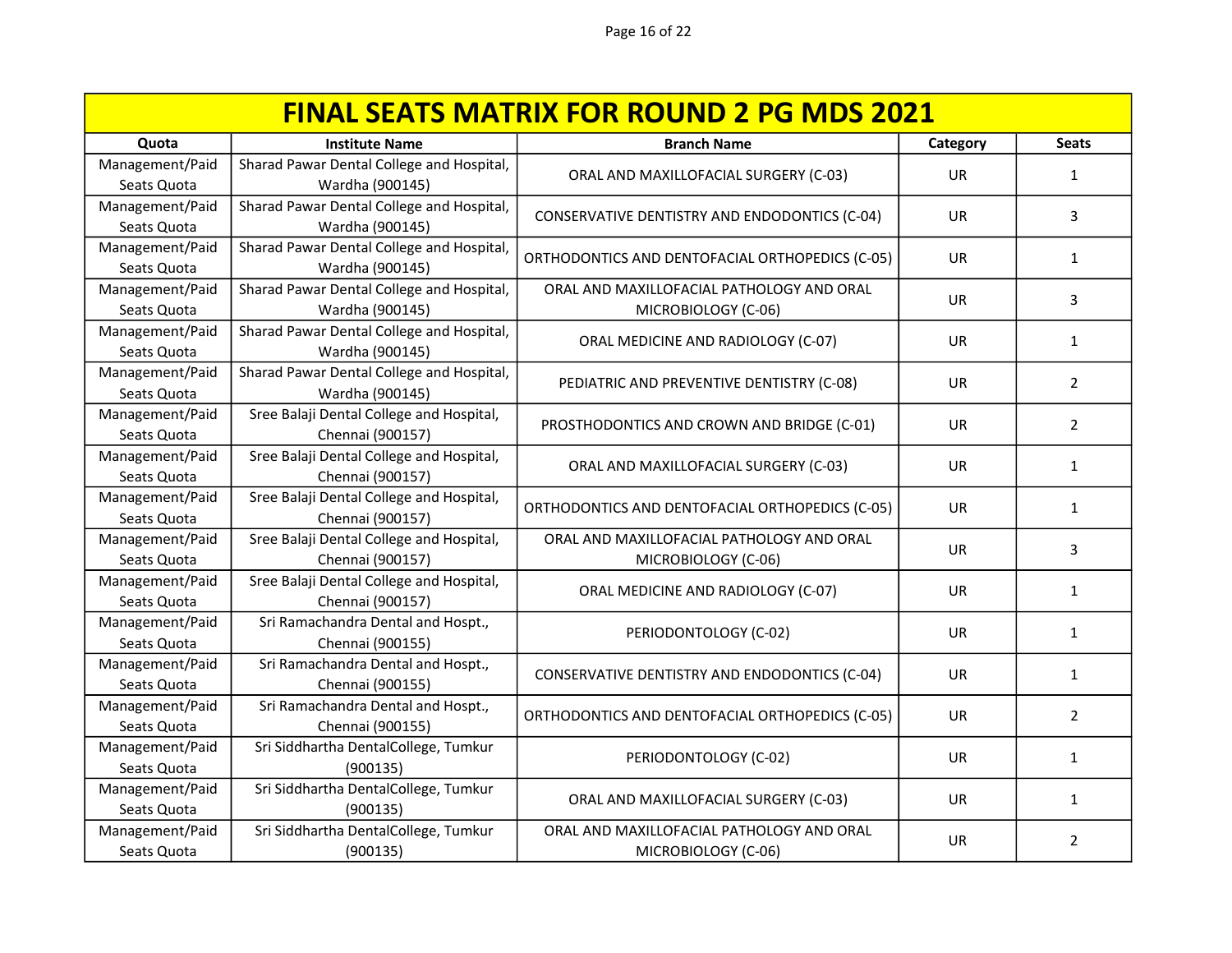| FINAL SEATS MATRIX FOR ROUND 2 PG MDS 2021 | | | | |
|---|---|---|---|---|
| **Quota** | **Institute Name** | **Branch Name** | **Category** | **Seats** |
| Management/Paid Seats Quota | Sharad Pawar Dental College and Hospital, Wardha (900145) | ORAL AND MAXILLOFACIAL SURGERY (C-03) | UR | 1 |
| Management/Paid Seats Quota | Sharad Pawar Dental College and Hospital, Wardha (900145) | CONSERVATIVE DENTISTRY AND ENDODONTICS (C-04) | UR | 3 |
| Management/Paid Seats Quota | Sharad Pawar Dental College and Hospital, Wardha (900145) | ORTHODONTICS AND DENTOFACIAL ORTHOPEDICS (C-05) | UR | 1 |
| Management/Paid Seats Quota | Sharad Pawar Dental College and Hospital, Wardha (900145) | ORAL AND MAXILLOFACIAL PATHOLOGY AND ORAL MICROBIOLOGY (C-06) | UR | 3 |
| Management/Paid Seats Quota | Sharad Pawar Dental College and Hospital, Wardha (900145) | ORAL MEDICINE AND RADIOLOGY (C-07) | UR | 1 |
| Management/Paid Seats Quota | Sharad Pawar Dental College and Hospital, Wardha (900145) | PEDIATRIC AND PREVENTIVE DENTISTRY (C-08) | UR | 2 |
| Management/Paid Seats Quota | Sree Balaji Dental College and Hospital, Chennai (900157) | PROSTHODONTICS AND CROWN AND BRIDGE (C-01) | UR | 2 |
| Management/Paid Seats Quota | Sree Balaji Dental College and Hospital, Chennai (900157) | ORAL AND MAXILLOFACIAL SURGERY (C-03) | UR | 1 |
| Management/Paid Seats Quota | Sree Balaji Dental College and Hospital, Chennai (900157) | ORTHODONTICS AND DENTOFACIAL ORTHOPEDICS (C-05) | UR | 1 |
| Management/Paid Seats Quota | Sree Balaji Dental College and Hospital, Chennai (900157) | ORAL AND MAXILLOFACIAL PATHOLOGY AND ORAL MICROBIOLOGY (C-06) | UR | 3 |
| Management/Paid Seats Quota | Sree Balaji Dental College and Hospital, Chennai (900157) | ORAL MEDICINE AND RADIOLOGY (C-07) | UR | 1 |
| Management/Paid Seats Quota | Sri Ramachandra Dental and Hospt., Chennai (900155) | PERIODONTOLOGY (C-02) | UR | 1 |
| Management/Paid Seats Quota | Sri Ramachandra Dental and Hospt., Chennai (900155) | CONSERVATIVE DENTISTRY AND ENDODONTICS (C-04) | UR | 1 |
| Management/Paid Seats Quota | Sri Ramachandra Dental and Hospt., Chennai (900155) | ORTHODONTICS AND DENTOFACIAL ORTHOPEDICS (C-05) | UR | 2 |
| Management/Paid Seats Quota | Sri Siddhartha DentalCollege, Tumkur (900135) | PERIODONTOLOGY (C-02) | UR | 1 |
| Management/Paid Seats Quota | Sri Siddhartha DentalCollege, Tumkur (900135) | ORAL AND MAXILLOFACIAL SURGERY (C-03) | UR | 1 |
| Management/Paid Seats Quota | Sri Siddhartha DentalCollege, Tumkur (900135) | ORAL AND MAXILLOFACIAL PATHOLOGY AND ORAL MICROBIOLOGY (C-06) | UR | 2 |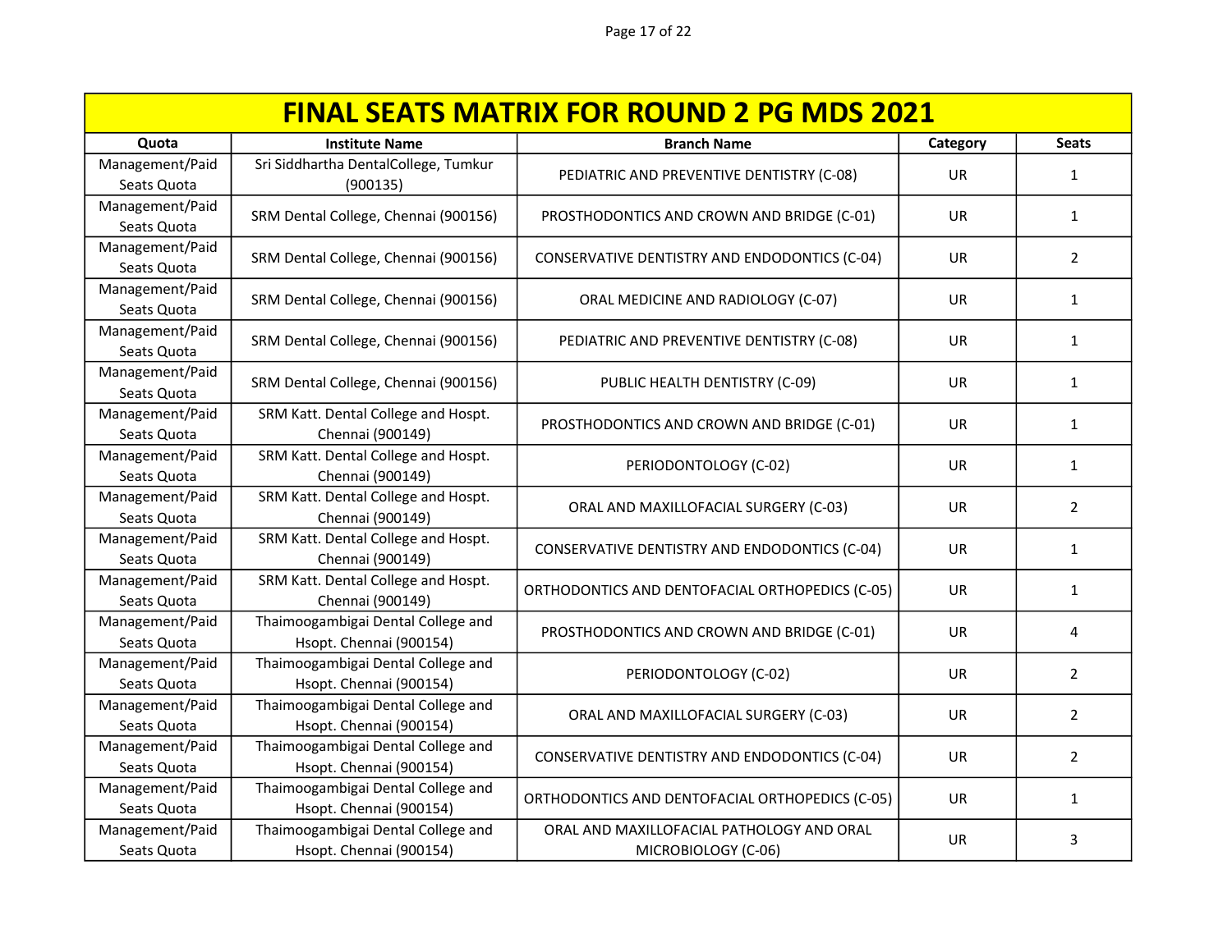# FINAL SEATS MATRIX FOR ROUND 2 PG MDS 2021

| Quota | Institute Name | Branch Name | Category | Seats |
|---|---|---|---|---|
| Management/Paid Seats Quota | Sri Siddhartha DentalCollege, Tumkur (900135) | PEDIATRIC AND PREVENTIVE DENTISTRY (C-08) | UR | 1 |
| Management/Paid Seats Quota | SRM Dental College, Chennai (900156) | PROSTHODONTICS AND CROWN AND BRIDGE (C-01) | UR | 1 |
| Management/Paid Seats Quota | SRM Dental College, Chennai (900156) | CONSERVATIVE DENTISTRY AND ENDODONTICS (C-04) | UR | 2 |
| Management/Paid Seats Quota | SRM Dental College, Chennai (900156) | ORAL MEDICINE AND RADIOLOGY (C-07) | UR | 1 |
| Management/Paid Seats Quota | SRM Dental College, Chennai (900156) | PEDIATRIC AND PREVENTIVE DENTISTRY (C-08) | UR | 1 |
| Management/Paid Seats Quota | SRM Dental College, Chennai (900156) | PUBLIC HEALTH DENTISTRY (C-09) | UR | 1 |
| Management/Paid Seats Quota | SRM Katt. Dental College and Hospt. Chennai (900149) | PROSTHODONTICS AND CROWN AND BRIDGE (C-01) | UR | 1 |
| Management/Paid Seats Quota | SRM Katt. Dental College and Hospt. Chennai (900149) | PERIODONTOLOGY (C-02) | UR | 1 |
| Management/Paid Seats Quota | SRM Katt. Dental College and Hospt. Chennai (900149) | ORAL AND MAXILLOFACIAL SURGERY (C-03) | UR | 2 |
| Management/Paid Seats Quota | SRM Katt. Dental College and Hospt. Chennai (900149) | CONSERVATIVE DENTISTRY AND ENDODONTICS (C-04) | UR | 1 |
| Management/Paid Seats Quota | SRM Katt. Dental College and Hospt. Chennai (900149) | ORTHODONTICS AND DENTOFACIAL ORTHOPEDICS (C-05) | UR | 1 |
| Management/Paid Seats Quota | Thaimoogambigai Dental College and Hsopt. Chennai (900154) | PROSTHODONTICS AND CROWN AND BRIDGE (C-01) | UR | 4 |
| Management/Paid Seats Quota | Thaimoogambigai Dental College and Hsopt. Chennai (900154) | PERIODONTOLOGY (C-02) | UR | 2 |
| Management/Paid Seats Quota | Thaimoogambigai Dental College and Hsopt. Chennai (900154) | ORAL AND MAXILLOFACIAL SURGERY (C-03) | UR | 2 |
| Management/Paid Seats Quota | Thaimoogambigai Dental College and Hsopt. Chennai (900154) | CONSERVATIVE DENTISTRY AND ENDODONTICS (C-04) | UR | 2 |
| Management/Paid Seats Quota | Thaimoogambigai Dental College and Hsopt. Chennai (900154) | ORTHODONTICS AND DENTOFACIAL ORTHOPEDICS (C-05) | UR | 1 |
| Management/Paid Seats Quota | Thaimoogambigai Dental College and Hsopt. Chennai (900154) | ORAL AND MAXILLOFACIAL PATHOLOGY AND ORAL MICROBIOLOGY (C-06) | UR | 3 |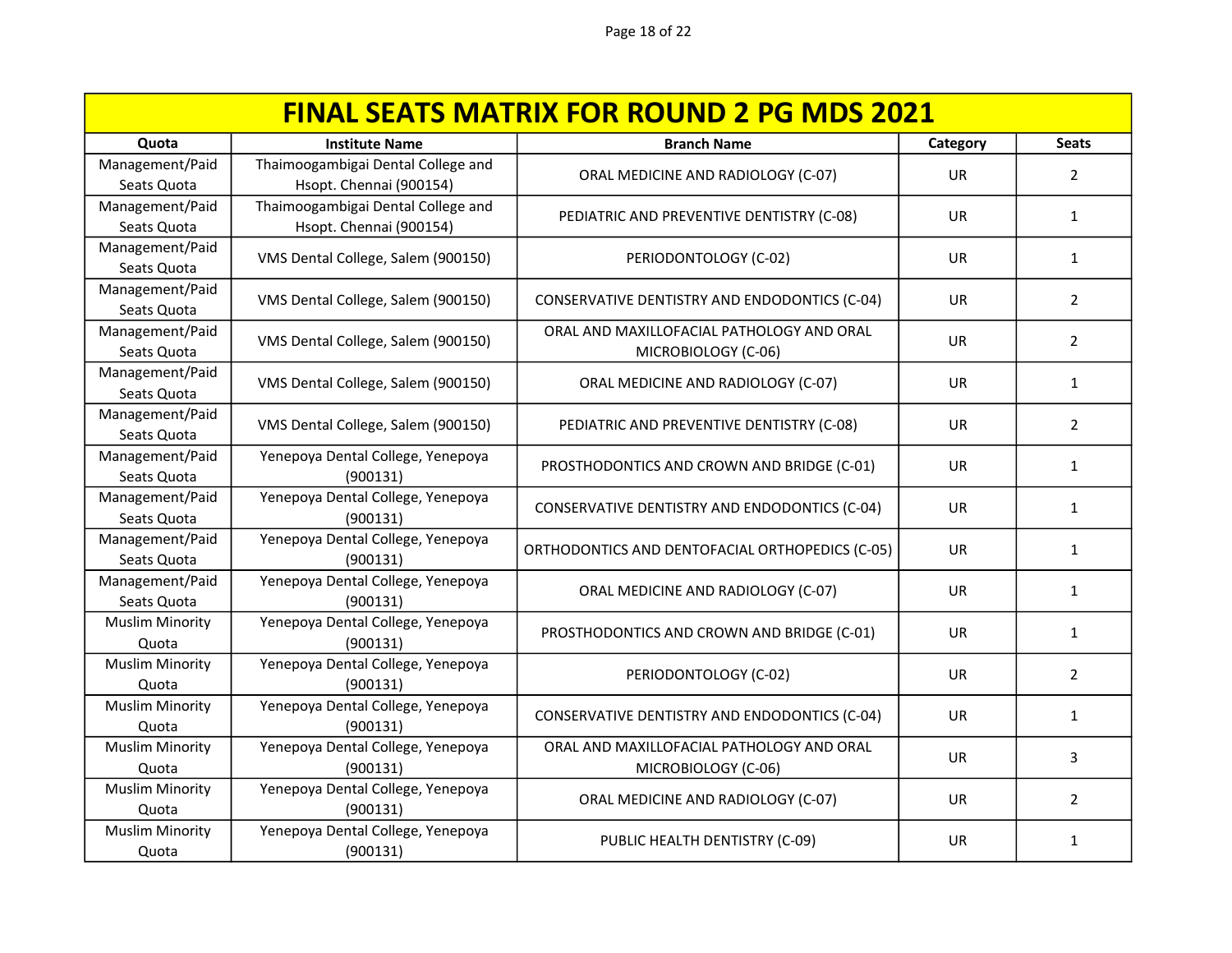# FINAL SEATS MATRIX FOR ROUND 2 PG MDS 2021

| Quota | Institute Name | Branch Name | Category | Seats |
|---|---|---|---|---|
| Management/Paid Seats Quota | Thaimoogambigai Dental College and Hsopt. Chennai (900154) | ORAL MEDICINE AND RADIOLOGY (C-07) | UR | 2 |
| Management/Paid Seats Quota | Thaimoogambigai Dental College and Hsopt. Chennai (900154) | PEDIATRIC AND PREVENTIVE DENTISTRY (C-08) | UR | 1 |
| Management/Paid Seats Quota | VMS Dental College, Salem (900150) | PERIODONTOLOGY (C-02) | UR | 1 |
| Management/Paid Seats Quota | VMS Dental College, Salem (900150) | CONSERVATIVE DENTISTRY AND ENDODONTICS (C-04) | UR | 2 |
| Management/Paid Seats Quota | VMS Dental College, Salem (900150) | ORAL AND MAXILLOFACIAL PATHOLOGY AND ORAL MICROBIOLOGY (C-06) | UR | 2 |
| Management/Paid Seats Quota | VMS Dental College, Salem (900150) | ORAL MEDICINE AND RADIOLOGY (C-07) | UR | 1 |
| Management/Paid Seats Quota | VMS Dental College, Salem (900150) | PEDIATRIC AND PREVENTIVE DENTISTRY (C-08) | UR | 2 |
| Management/Paid Seats Quota | Yenepoya Dental College, Yenepoya (900131) | PROSTHODONTICS AND CROWN AND BRIDGE (C-01) | UR | 1 |
| Management/Paid Seats Quota | Yenepoya Dental College, Yenepoya (900131) | CONSERVATIVE DENTISTRY AND ENDODONTICS (C-04) | UR | 1 |
| Management/Paid Seats Quota | Yenepoya Dental College, Yenepoya (900131) | ORTHODONTICS AND DENTOFACIAL ORTHOPEDICS (C-05) | UR | 1 |
| Management/Paid Seats Quota | Yenepoya Dental College, Yenepoya (900131) | ORAL MEDICINE AND RADIOLOGY (C-07) | UR | 1 |
| Muslim Minority Quota | Yenepoya Dental College, Yenepoya (900131) | PROSTHODONTICS AND CROWN AND BRIDGE (C-01) | UR | 1 |
| Muslim Minority Quota | Yenepoya Dental College, Yenepoya (900131) | PERIODONTOLOGY (C-02) | UR | 2 |
| Muslim Minority Quota | Yenepoya Dental College, Yenepoya (900131) | CONSERVATIVE DENTISTRY AND ENDODONTICS (C-04) | UR | 1 |
| Muslim Minority Quota | Yenepoya Dental College, Yenepoya (900131) | ORAL AND MAXILLOFACIAL PATHOLOGY AND ORAL MICROBIOLOGY (C-06) | UR | 3 |
| Muslim Minority Quota | Yenepoya Dental College, Yenepoya (900131) | ORAL MEDICINE AND RADIOLOGY (C-07) | UR | 2 |
| Muslim Minority Quota | Yenepoya Dental College, Yenepoya (900131) | PUBLIC HEALTH DENTISTRY (C-09) | UR | 1 |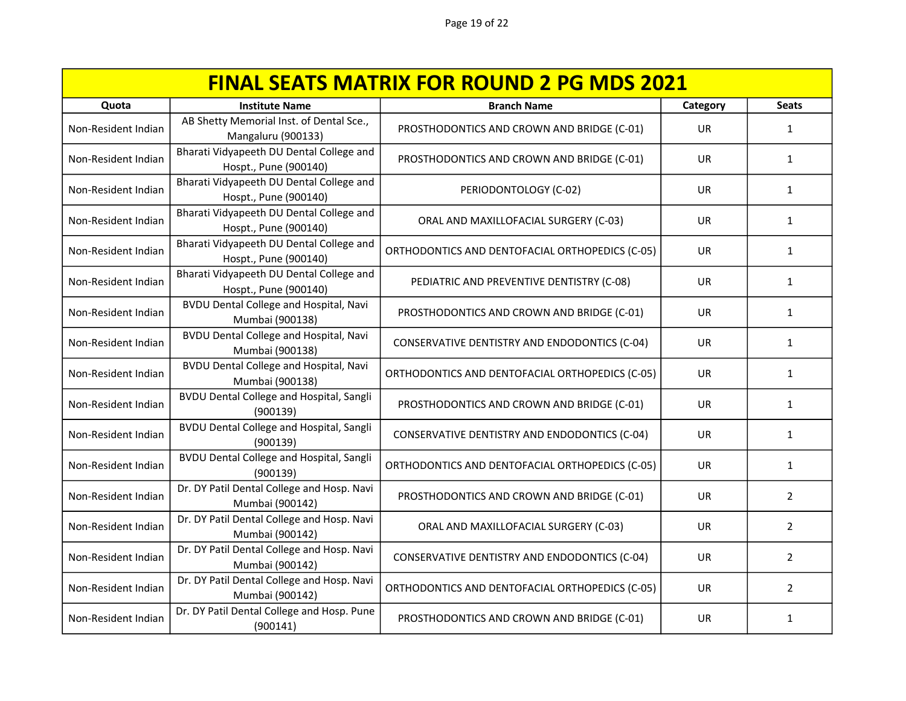| FINAL SEATS MATRIX FOR ROUND 2 PG MDS 2021 | | | | |
|---|---|---|---|---|
| **Quota** | **Institute Name** | **Branch Name** | **Category** | **Seats** |
| Non-Resident Indian | AB Shetty Memorial Inst. of Dental Sce., Mangaluru (900133) | PROSTHODONTICS AND CROWN AND BRIDGE (C-01) | UR | 1 |
| Non-Resident Indian | Bharati Vidyapeeth DU Dental College and Hospt., Pune (900140) | PROSTHODONTICS AND CROWN AND BRIDGE (C-01) | UR | 1 |
| Non-Resident Indian | Bharati Vidyapeeth DU Dental College and Hospt., Pune (900140) | PERIODONTOLOGY (C-02) | UR | 1 |
| Non-Resident Indian | Bharati Vidyapeeth DU Dental College and Hospt., Pune (900140) | ORAL AND MAXILLOFACIAL SURGERY (C-03) | UR | 1 |
| Non-Resident Indian | Bharati Vidyapeeth DU Dental College and Hospt., Pune (900140) | ORTHODONTICS AND DENTOFACIAL ORTHOPEDICS (C-05) | UR | 1 |
| Non-Resident Indian | Bharati Vidyapeeth DU Dental College and Hospt., Pune (900140) | PEDIATRIC AND PREVENTIVE DENTISTRY (C-08) | UR | 1 |
| Non-Resident Indian | BVDU Dental College and Hospital, Navi Mumbai (900138) | PROSTHODONTICS AND CROWN AND BRIDGE (C-01) | UR | 1 |
| Non-Resident Indian | BVDU Dental College and Hospital, Navi Mumbai (900138) | CONSERVATIVE DENTISTRY AND ENDODONTICS (C-04) | UR | 1 |
| Non-Resident Indian | BVDU Dental College and Hospital, Navi Mumbai (900138) | ORTHODONTICS AND DENTOFACIAL ORTHOPEDICS (C-05) | UR | 1 |
| Non-Resident Indian | BVDU Dental College and Hospital, Sangli (900139) | PROSTHODONTICS AND CROWN AND BRIDGE (C-01) | UR | 1 |
| Non-Resident Indian | BVDU Dental College and Hospital, Sangli (900139) | CONSERVATIVE DENTISTRY AND ENDODONTICS (C-04) | UR | 1 |
| Non-Resident Indian | BVDU Dental College and Hospital, Sangli (900139) | ORTHODONTICS AND DENTOFACIAL ORTHOPEDICS (C-05) | UR | 1 |
| Non-Resident Indian | Dr. DY Patil Dental College and Hosp. Navi Mumbai (900142) | PROSTHODONTICS AND CROWN AND BRIDGE (C-01) | UR | 2 |
| Non-Resident Indian | Dr. DY Patil Dental College and Hosp. Navi Mumbai (900142) | ORAL AND MAXILLOFACIAL SURGERY (C-03) | UR | 2 |
| Non-Resident Indian | Dr. DY Patil Dental College and Hosp. Navi Mumbai (900142) | CONSERVATIVE DENTISTRY AND ENDODONTICS (C-04) | UR | 2 |
| Non-Resident Indian | Dr. DY Patil Dental College and Hosp. Navi Mumbai (900142) | ORTHODONTICS AND DENTOFACIAL ORTHOPEDICS (C-05) | UR | 2 |
| Non-Resident Indian | Dr. DY Patil Dental College and Hosp. Pune (900141) | PROSTHODONTICS AND CROWN AND BRIDGE (C-01) | UR | 1 |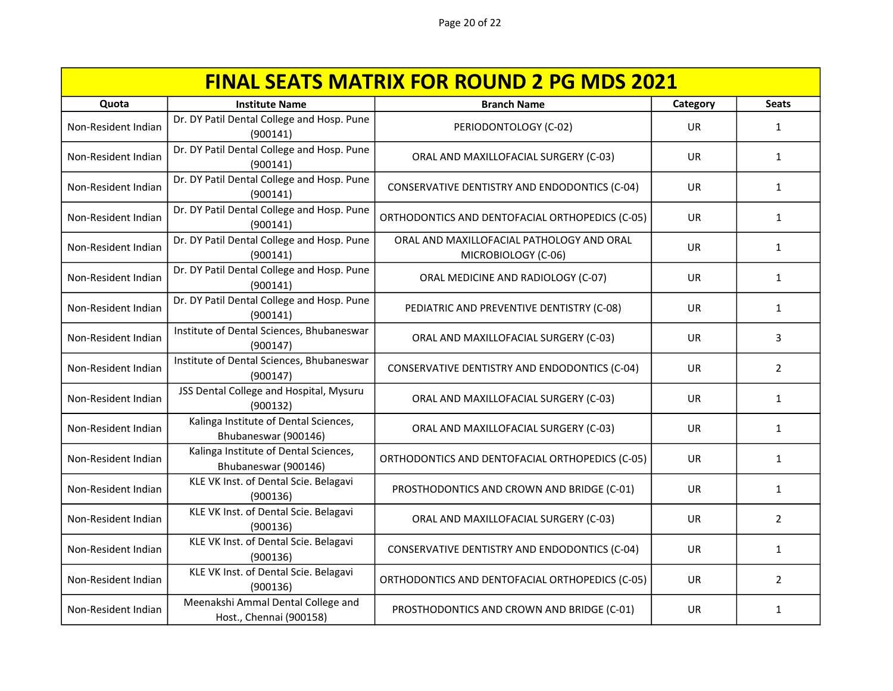| FINAL SEATS MATRIX FOR ROUND 2 PG MDS 2021 | | | | |
|---|---|---|---|---|
| **Quota** | **Institute Name** | **Branch Name** | **Category** | **Seats** |
| Non-Resident Indian | Dr. DY Patil Dental College and Hosp. Pune (900141) | PERIODONTOLOGY (C-02) | UR | 1 |
| Non-Resident Indian | Dr. DY Patil Dental College and Hosp. Pune (900141) | ORAL AND MAXILLOFACIAL SURGERY (C-03) | UR | 1 |
| Non-Resident Indian | Dr. DY Patil Dental College and Hosp. Pune (900141) | CONSERVATIVE DENTISTRY AND ENDODONTICS (C-04) | UR | 1 |
| Non-Resident Indian | Dr. DY Patil Dental College and Hosp. Pune (900141) | ORTHODONTICS AND DENTOFACIAL ORTHOPEDICS (C-05) | UR | 1 |
| Non-Resident Indian | Dr. DY Patil Dental College and Hosp. Pune (900141) | ORAL AND MAXILLOFACIAL PATHOLOGY AND ORAL MICROBIOLOGY (C-06) | UR | 1 |
| Non-Resident Indian | Dr. DY Patil Dental College and Hosp. Pune (900141) | ORAL MEDICINE AND RADIOLOGY (C-07) | UR | 1 |
| Non-Resident Indian | Dr. DY Patil Dental College and Hosp. Pune (900141) | PEDIATRIC AND PREVENTIVE DENTISTRY (C-08) | UR | 1 |
| Non-Resident Indian | Institute of Dental Sciences, Bhubaneswar (900147) | ORAL AND MAXILLOFACIAL SURGERY (C-03) | UR | 3 |
| Non-Resident Indian | Institute of Dental Sciences, Bhubaneswar (900147) | CONSERVATIVE DENTISTRY AND ENDODONTICS (C-04) | UR | 2 |
| Non-Resident Indian | JSS Dental College and Hospital, Mysuru (900132) | ORAL AND MAXILLOFACIAL SURGERY (C-03) | UR | 1 |
| Non-Resident Indian | Kalinga Institute of Dental Sciences, Bhubaneswar (900146) | ORAL AND MAXILLOFACIAL SURGERY (C-03) | UR | 1 |
| Non-Resident Indian | Kalinga Institute of Dental Sciences, Bhubaneswar (900146) | ORTHODONTICS AND DENTOFACIAL ORTHOPEDICS (C-05) | UR | 1 |
| Non-Resident Indian | KLE VK Inst. of Dental Scie. Belagavi (900136) | PROSTHODONTICS AND CROWN AND BRIDGE (C-01) | UR | 1 |
| Non-Resident Indian | KLE VK Inst. of Dental Scie. Belagavi (900136) | ORAL AND MAXILLOFACIAL SURGERY (C-03) | UR | 2 |
| Non-Resident Indian | KLE VK Inst. of Dental Scie. Belagavi (900136) | CONSERVATIVE DENTISTRY AND ENDODONTICS (C-04) | UR | 1 |
| Non-Resident Indian | KLE VK Inst. of Dental Scie. Belagavi (900136) | ORTHODONTICS AND DENTOFACIAL ORTHOPEDICS (C-05) | UR | 2 |
| Non-Resident Indian | Meenakshi Ammal Dental College and Host., Chennai (900158) | PROSTHODONTICS AND CROWN AND BRIDGE (C-01) | UR | 1 |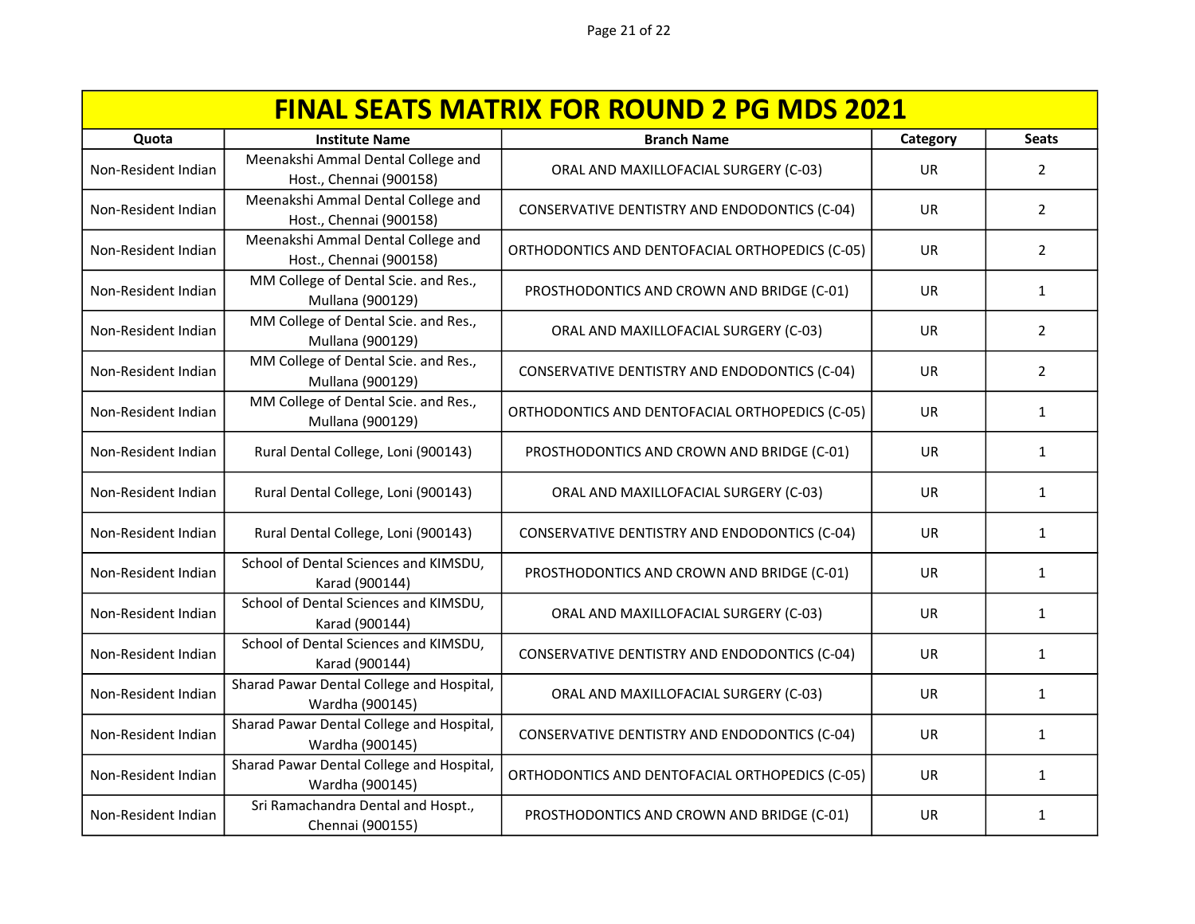| FINAL SEATS MATRIX FOR ROUND 2 PG MDS 2021 | | | | |
|---|---|---|---|---|
| Quota | Institute Name | Branch Name | Category | Seats |
| Non-Resident Indian | Meenakshi Ammal Dental College and Host., Chennai (900158) | ORAL AND MAXILLOFACIAL SURGERY (C-03) | UR | 2 |
| Non-Resident Indian | Meenakshi Ammal Dental College and Host., Chennai (900158) | CONSERVATIVE DENTISTRY AND ENDODONTICS (C-04) | UR | 2 |
| Non-Resident Indian | Meenakshi Ammal Dental College and Host., Chennai (900158) | ORTHODONTICS AND DENTOFACIAL ORTHOPEDICS (C-05) | UR | 2 |
| Non-Resident Indian | MM College of Dental Scie. and Res., Mullana (900129) | PROSTHODONTICS AND CROWN AND BRIDGE (C-01) | UR | 1 |
| Non-Resident Indian | MM College of Dental Scie. and Res., Mullana (900129) | ORAL AND MAXILLOFACIAL SURGERY (C-03) | UR | 2 |
| Non-Resident Indian | MM College of Dental Scie. and Res., Mullana (900129) | CONSERVATIVE DENTISTRY AND ENDODONTICS (C-04) | UR | 2 |
| Non-Resident Indian | MM College of Dental Scie. and Res., Mullana (900129) | ORTHODONTICS AND DENTOFACIAL ORTHOPEDICS (C-05) | UR | 1 |
| Non-Resident Indian | Rural Dental College, Loni (900143) | PROSTHODONTICS AND CROWN AND BRIDGE (C-01) | UR | 1 |
| Non-Resident Indian | Rural Dental College, Loni (900143) | ORAL AND MAXILLOFACIAL SURGERY (C-03) | UR | 1 |
| Non-Resident Indian | Rural Dental College, Loni (900143) | CONSERVATIVE DENTISTRY AND ENDODONTICS (C-04) | UR | 1 |
| Non-Resident Indian | School of Dental Sciences and KIMSDU, Karad (900144) | PROSTHODONTICS AND CROWN AND BRIDGE (C-01) | UR | 1 |
| Non-Resident Indian | School of Dental Sciences and KIMSDU, Karad (900144) | ORAL AND MAXILLOFACIAL SURGERY (C-03) | UR | 1 |
| Non-Resident Indian | School of Dental Sciences and KIMSDU, Karad (900144) | CONSERVATIVE DENTISTRY AND ENDODONTICS (C-04) | UR | 1 |
| Non-Resident Indian | Sharad Pawar Dental College and Hospital, Wardha (900145) | ORAL AND MAXILLOFACIAL SURGERY (C-03) | UR | 1 |
| Non-Resident Indian | Sharad Pawar Dental College and Hospital, Wardha (900145) | CONSERVATIVE DENTISTRY AND ENDODONTICS (C-04) | UR | 1 |
| Non-Resident Indian | Sharad Pawar Dental College and Hospital, Wardha (900145) | ORTHODONTICS AND DENTOFACIAL ORTHOPEDICS (C-05) | UR | 1 |
| Non-Resident Indian | Sri Ramachandra Dental and Hospt., Chennai (900155) | PROSTHODONTICS AND CROWN AND BRIDGE (C-01) | UR | 1 |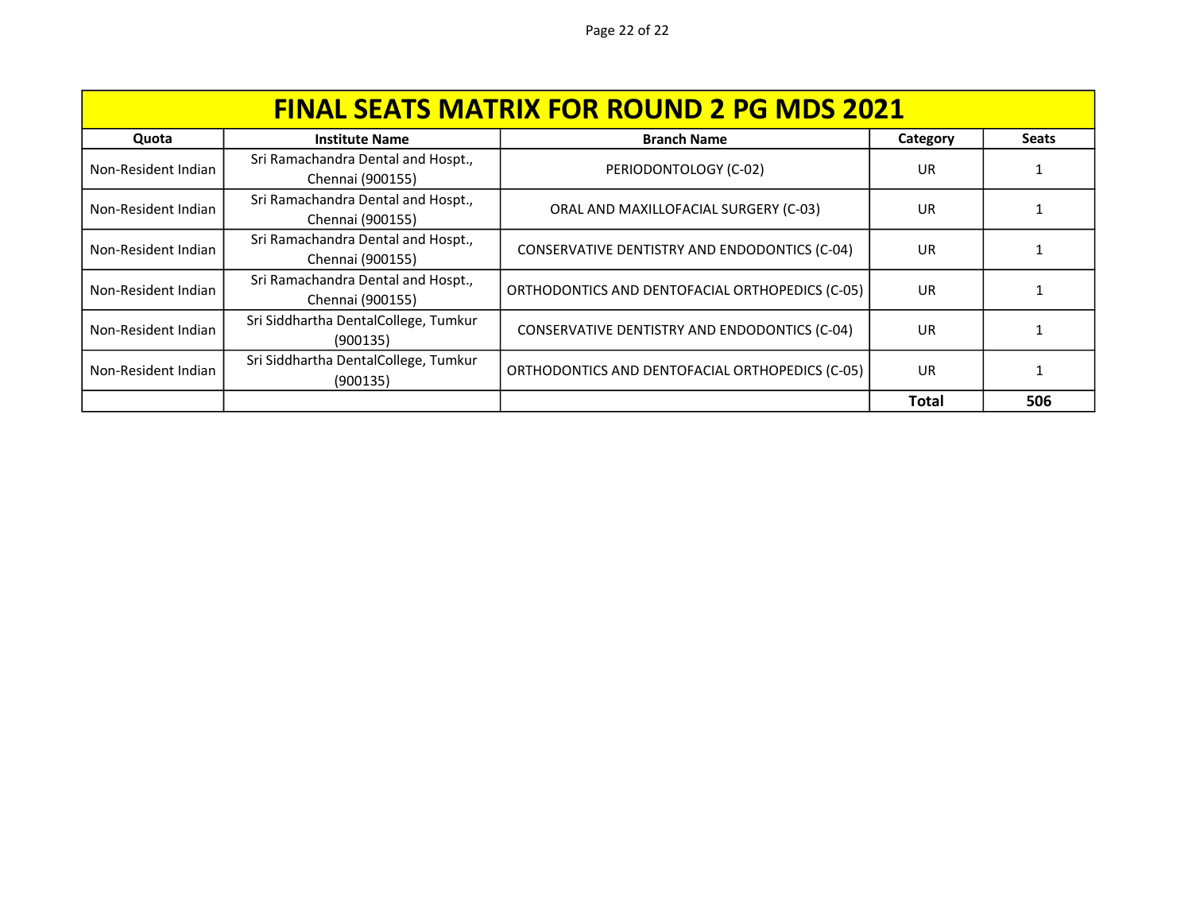# FINAL SEATS MATRIX FOR ROUND 2 PG MDS 2021

| Quota | Institute Name | Branch Name | Category | Seats |
|---|---|---|---|---|
| Non-Resident Indian | Sri Ramachandra Dental and Hospt., Chennai (900155) | PERIODONTOLOGY (C-02) | UR | 1 |
| Non-Resident Indian | Sri Ramachandra Dental and Hospt., Chennai (900155) | ORAL AND MAXILLOFACIAL SURGERY (C-03) | UR | 1 |
| Non-Resident Indian | Sri Ramachandra Dental and Hospt., Chennai (900155) | CONSERVATIVE DENTISTRY AND ENDODONTICS (C-04) | UR | 1 |
| Non-Resident Indian | Sri Ramachandra Dental and Hospt., Chennai (900155) | ORTHODONTICS AND DENTOFACIAL ORTHOPEDICS (C-05) | UR | 1 |
| Non-Resident Indian | Sri Siddhartha DentalCollege, Tumkur (900135) | CONSERVATIVE DENTISTRY AND ENDODONTICS (C-04) | UR | 1 |
| Non-Resident Indian | Sri Siddhartha DentalCollege, Tumkur (900135) | ORTHODONTICS AND DENTOFACIAL ORTHOPEDICS (C-05) | UR | 1 |
| | | | **Total** | **506** |